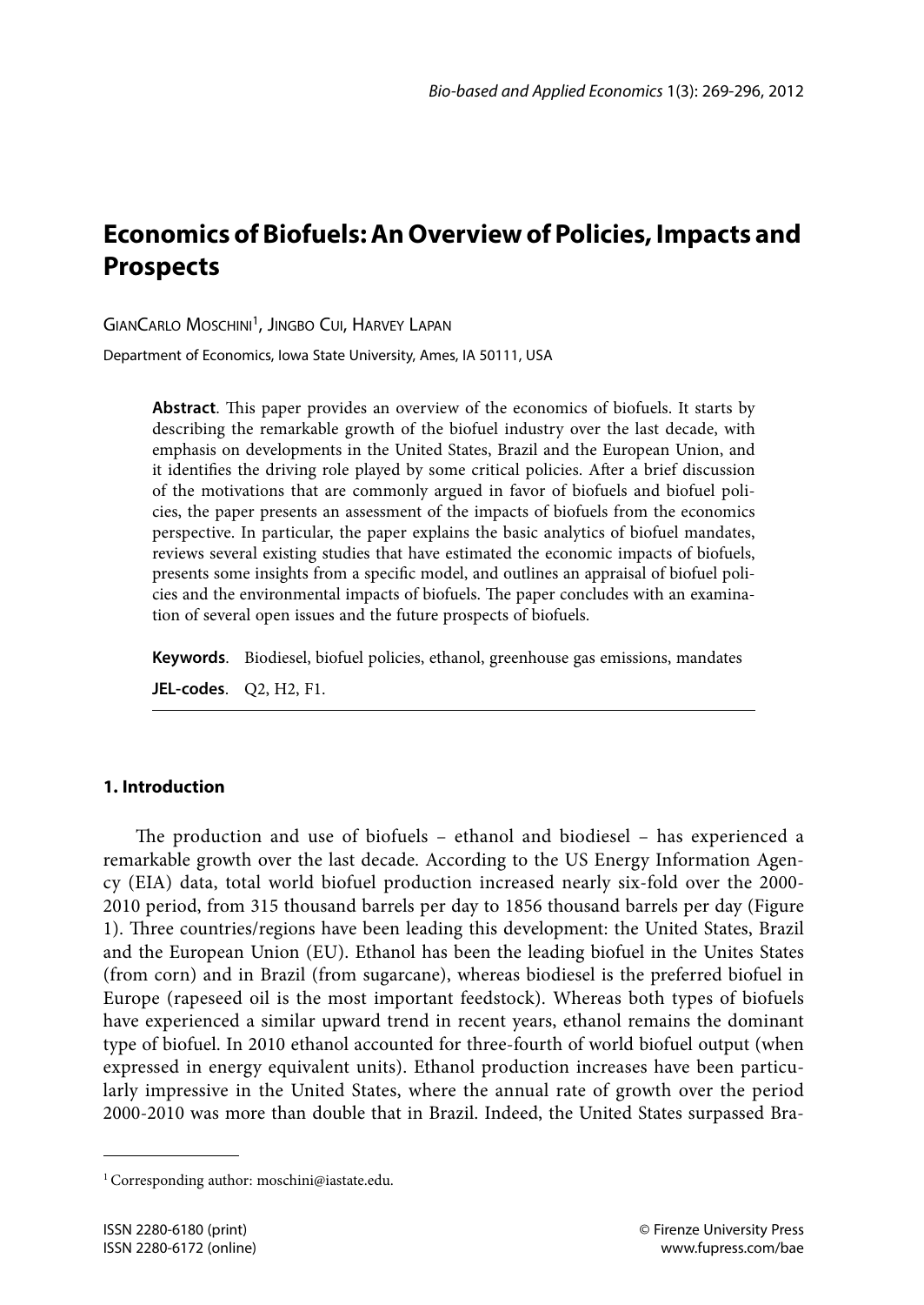# Economics of Biofuels: An Overview of Policies, Impacts and Prospects

GianCarlo Moschini[1], Jingbo Cui, Harvey Lapan

Department of Economics, Iowa State University, Ames, IA 50111, USA

**Abstract**. This paper provides an overview of the economics of biofuels. It starts by describing the remarkable growth of the biofuel industry over the last decade, with emphasis on developments in the United States, Brazil and the European Union, and it identifies the driving role played by some critical policies. After a brief discussion of the motivations that are commonly argued in favor of biofuels and biofuel policies, the paper presents an assessment of the impacts of biofuels from the economics perspective. In particular, the paper explains the basic analytics of biofuel mandates, reviews several existing studies that have estimated the economic impacts of biofuels, presents some insights from a specific model, and outlines an appraisal of biofuel policies and the environmental impacts of biofuels. The paper concludes with an examination of several open issues and the future prospects of biofuels.

**Keywords**. Biodiesel, biofuel policies, ethanol, greenhouse gas emissions, mandates

**JEL-codes**. Q2, H2, F1.

## 1. Introduction

The production and use of biofuels – ethanol and biodiesel – has experienced a remarkable growth over the last decade. According to the US Energy Information Agency (EIA) data, total world biofuel production increased nearly six-fold over the 2000-2010 period, from 315 thousand barrels per day to 1856 thousand barrels per day (Figure 1). Three countries/regions have been leading this development: the United States, Brazil and the European Union (EU). Ethanol has been the leading biofuel in the Unites States (from corn) and in Brazil (from sugarcane), whereas biodiesel is the preferred biofuel in Europe (rapeseed oil is the most important feedstock). Whereas both types of biofuels have experienced a similar upward trend in recent years, ethanol remains the dominant type of biofuel. In 2010 ethanol accounted for three-fourth of world biofuel output (when expressed in energy equivalent units). Ethanol production increases have been particularly impressive in the United States, where the annual rate of growth over the period 2000-2010 was more than double that in Brazil. Indeed, the United States surpassed Bra-

[1] Corresponding author: moschini@iastate.edu.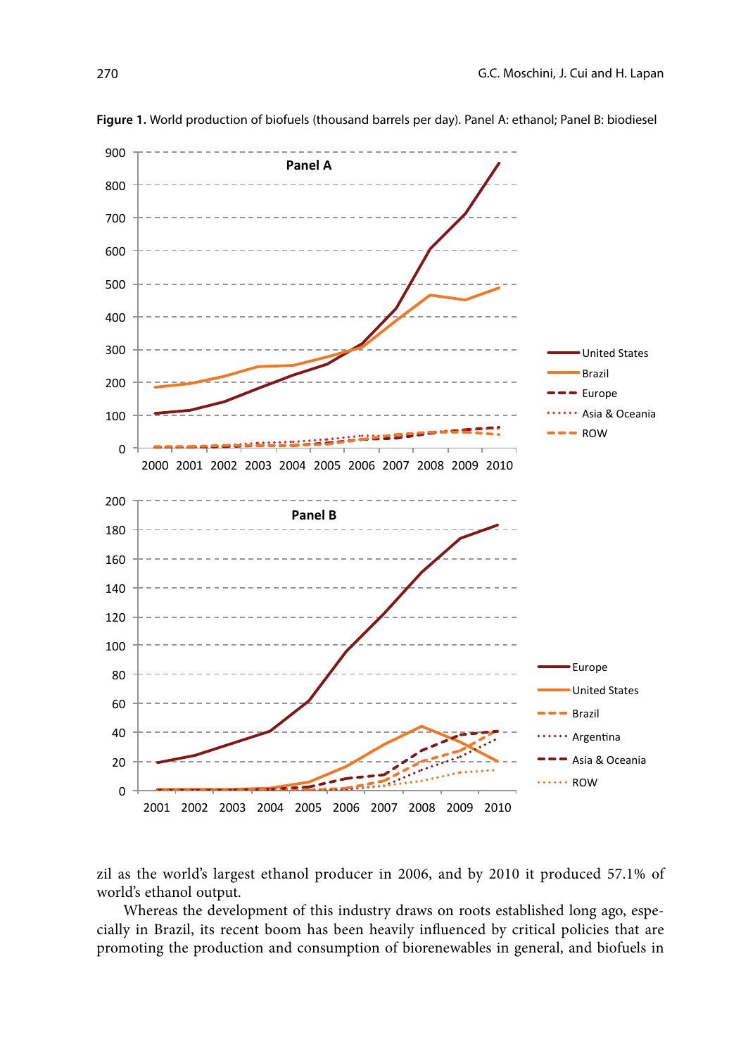**Figure 1.** World production of biofuels (thousand barrels per day). Panel A: ethanol; Panel B: biodiesel

zil as the world's largest ethanol producer in 2006, and by 2010 it produced 57.1% of world's ethanol output.

Whereas the development of this industry draws on roots established long ago, especially in Brazil, its recent boom has been heavily influenced by critical policies that are promoting the production and consumption of biorenewables in general, and biofuels in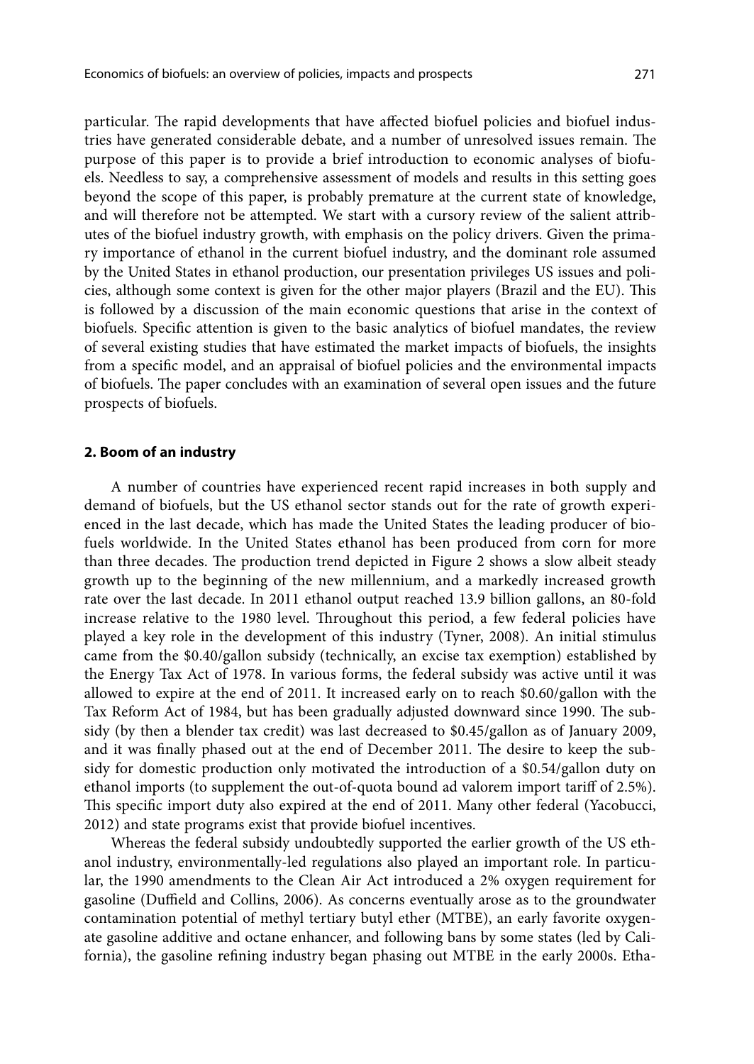particular. The rapid developments that have affected biofuel policies and biofuel industries have generated considerable debate, and a number of unresolved issues remain. The purpose of this paper is to provide a brief introduction to economic analyses of biofuels. Needless to say, a comprehensive assessment of models and results in this setting goes beyond the scope of this paper, is probably premature at the current state of knowledge, and will therefore not be attempted. We start with a cursory review of the salient attributes of the biofuel industry growth, with emphasis on the policy drivers. Given the primary importance of ethanol in the current biofuel industry, and the dominant role assumed by the United States in ethanol production, our presentation privileges US issues and policies, although some context is given for the other major players (Brazil and the EU). This is followed by a discussion of the main economic questions that arise in the context of biofuels. Specific attention is given to the basic analytics of biofuel mandates, the review of several existing studies that have estimated the market impacts of biofuels, the insights from a specific model, and an appraisal of biofuel policies and the environmental impacts of biofuels. The paper concludes with an examination of several open issues and the future prospects of biofuels.

## 2. Boom of an industry

A number of countries have experienced recent rapid increases in both supply and demand of biofuels, but the US ethanol sector stands out for the rate of growth experienced in the last decade, which has made the United States the leading producer of biofuels worldwide. In the United States ethanol has been produced from corn for more than three decades. The production trend depicted in Figure 2 shows a slow albeit steady growth up to the beginning of the new millennium, and a markedly increased growth rate over the last decade. In 2011 ethanol output reached 13.9 billion gallons, an 80-fold increase relative to the 1980 level. Throughout this period, a few federal policies have played a key role in the development of this industry (Tyner, 2008). An initial stimulus came from the \$0.40/gallon subsidy (technically, an excise tax exemption) established by the Energy Tax Act of 1978. In various forms, the federal subsidy was active until it was allowed to expire at the end of 2011. It increased early on to reach \$0.60/gallon with the Tax Reform Act of 1984, but has been gradually adjusted downward since 1990. The subsidy (by then a blender tax credit) was last decreased to \$0.45/gallon as of January 2009, and it was finally phased out at the end of December 2011. The desire to keep the subsidy for domestic production only motivated the introduction of a \$0.54/gallon duty on ethanol imports (to supplement the out-of-quota bound ad valorem import tariff of 2.5%). This specific import duty also expired at the end of 2011. Many other federal (Yacobucci, 2012) and state programs exist that provide biofuel incentives.

Whereas the federal subsidy undoubtedly supported the earlier growth of the US ethanol industry, environmentally-led regulations also played an important role. In particular, the 1990 amendments to the Clean Air Act introduced a 2% oxygen requirement for gasoline (Duffield and Collins, 2006). As concerns eventually arose as to the groundwater contamination potential of methyl tertiary butyl ether (MTBE), an early favorite oxygenate gasoline additive and octane enhancer, and following bans by some states (led by California), the gasoline refining industry began phasing out MTBE in the early 2000s. Etha-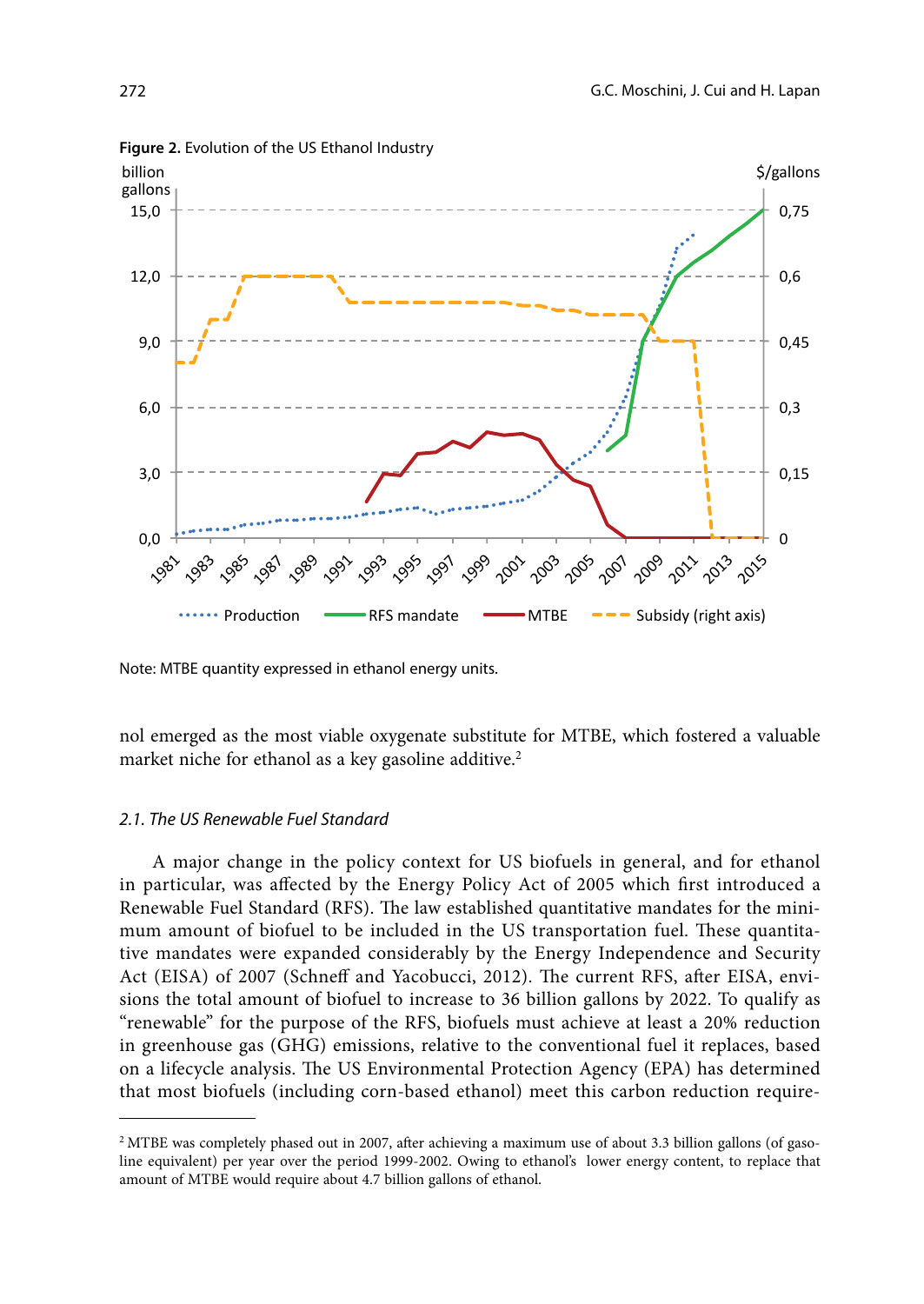**Figure 2.** Evolution of the US Ethanol Industry

Note: MTBE quantity expressed in ethanol energy units.

nol emerged as the most viable oxygenate substitute for MTBE, which fostered a valuable market niche for ethanol as a key gasoline additive.[2]

### *2.1. The US Renewable Fuel Standard*

A major change in the policy context for US biofuels in general, and for ethanol in particular, was affected by the Energy Policy Act of 2005 which first introduced a Renewable Fuel Standard (RFS). The law established quantitative mandates for the minimum amount of biofuel to be included in the US transportation fuel. These quantitative mandates were expanded considerably by the Energy Independence and Security Act (EISA) of 2007 (Schneff and Yacobucci, 2012). The current RFS, after EISA, envisions the total amount of biofuel to increase to 36 billion gallons by 2022. To qualify as "renewable" for the purpose of the RFS, biofuels must achieve at least a 20% reduction in greenhouse gas (GHG) emissions, relative to the conventional fuel it replaces, based on a lifecycle analysis. The US Environmental Protection Agency (EPA) has determined that most biofuels (including corn-based ethanol) meet this carbon reduction require-

---

[2] MTBE was completely phased out in 2007, after achieving a maximum use of about 3.3 billion gallons (of gasoline equivalent) per year over the period 1999-2002. Owing to ethanol's lower energy content, to replace that amount of MTBE would require about 4.7 billion gallons of ethanol.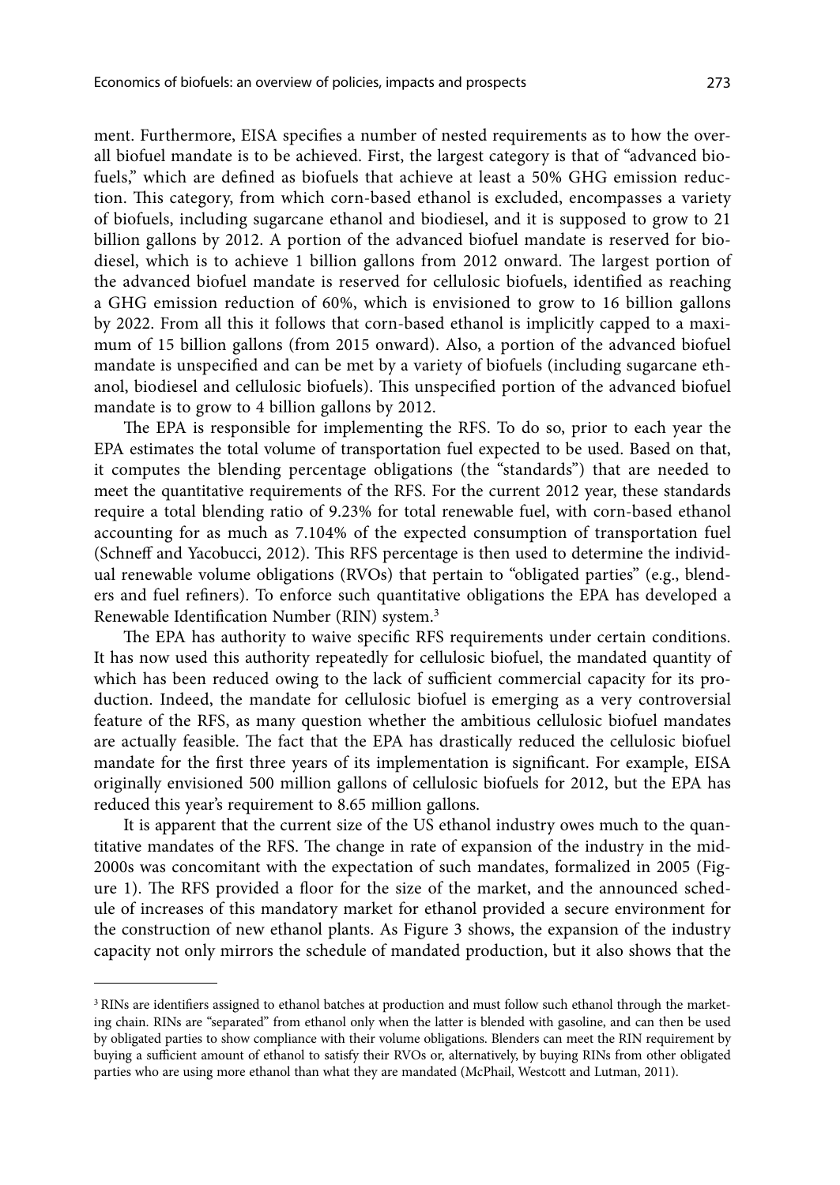ment. Furthermore, EISA specifies a number of nested requirements as to how the overall biofuel mandate is to be achieved. First, the largest category is that of "advanced biofuels," which are defined as biofuels that achieve at least a 50% GHG emission reduction. This category, from which corn-based ethanol is excluded, encompasses a variety of biofuels, including sugarcane ethanol and biodiesel, and it is supposed to grow to 21 billion gallons by 2012. A portion of the advanced biofuel mandate is reserved for biodiesel, which is to achieve 1 billion gallons from 2012 onward. The largest portion of the advanced biofuel mandate is reserved for cellulosic biofuels, identified as reaching a GHG emission reduction of 60%, which is envisioned to grow to 16 billion gallons by 2022. From all this it follows that corn-based ethanol is implicitly capped to a maximum of 15 billion gallons (from 2015 onward). Also, a portion of the advanced biofuel mandate is unspecified and can be met by a variety of biofuels (including sugarcane ethanol, biodiesel and cellulosic biofuels). This unspecified portion of the advanced biofuel mandate is to grow to 4 billion gallons by 2012.

The EPA is responsible for implementing the RFS. To do so, prior to each year the EPA estimates the total volume of transportation fuel expected to be used. Based on that, it computes the blending percentage obligations (the "standards") that are needed to meet the quantitative requirements of the RFS. For the current 2012 year, these standards require a total blending ratio of 9.23% for total renewable fuel, with corn-based ethanol accounting for as much as 7.104% of the expected consumption of transportation fuel (Schneff and Yacobucci, 2012). This RFS percentage is then used to determine the individual renewable volume obligations (RVOs) that pertain to "obligated parties" (e.g., blenders and fuel refiners). To enforce such quantitative obligations the EPA has developed a Renewable Identification Number (RIN) system.[3]

The EPA has authority to waive specific RFS requirements under certain conditions. It has now used this authority repeatedly for cellulosic biofuel, the mandated quantity of which has been reduced owing to the lack of sufficient commercial capacity for its production. Indeed, the mandate for cellulosic biofuel is emerging as a very controversial feature of the RFS, as many question whether the ambitious cellulosic biofuel mandates are actually feasible. The fact that the EPA has drastically reduced the cellulosic biofuel mandate for the first three years of its implementation is significant. For example, EISA originally envisioned 500 million gallons of cellulosic biofuels for 2012, but the EPA has reduced this year's requirement to 8.65 million gallons.

It is apparent that the current size of the US ethanol industry owes much to the quantitative mandates of the RFS. The change in rate of expansion of the industry in the mid-2000s was concomitant with the expectation of such mandates, formalized in 2005 (Figure 1). The RFS provided a floor for the size of the market, and the announced schedule of increases of this mandatory market for ethanol provided a secure environment for the construction of new ethanol plants. As Figure 3 shows, the expansion of the industry capacity not only mirrors the schedule of mandated production, but it also shows that the

---

[3] RINs are identifiers assigned to ethanol batches at production and must follow such ethanol through the marketing chain. RINs are "separated" from ethanol only when the latter is blended with gasoline, and can then be used by obligated parties to show compliance with their volume obligations. Blenders can meet the RIN requirement by buying a sufficient amount of ethanol to satisfy their RVOs or, alternatively, by buying RINs from other obligated parties who are using more ethanol than what they are mandated (McPhail, Westcott and Lutman, 2011).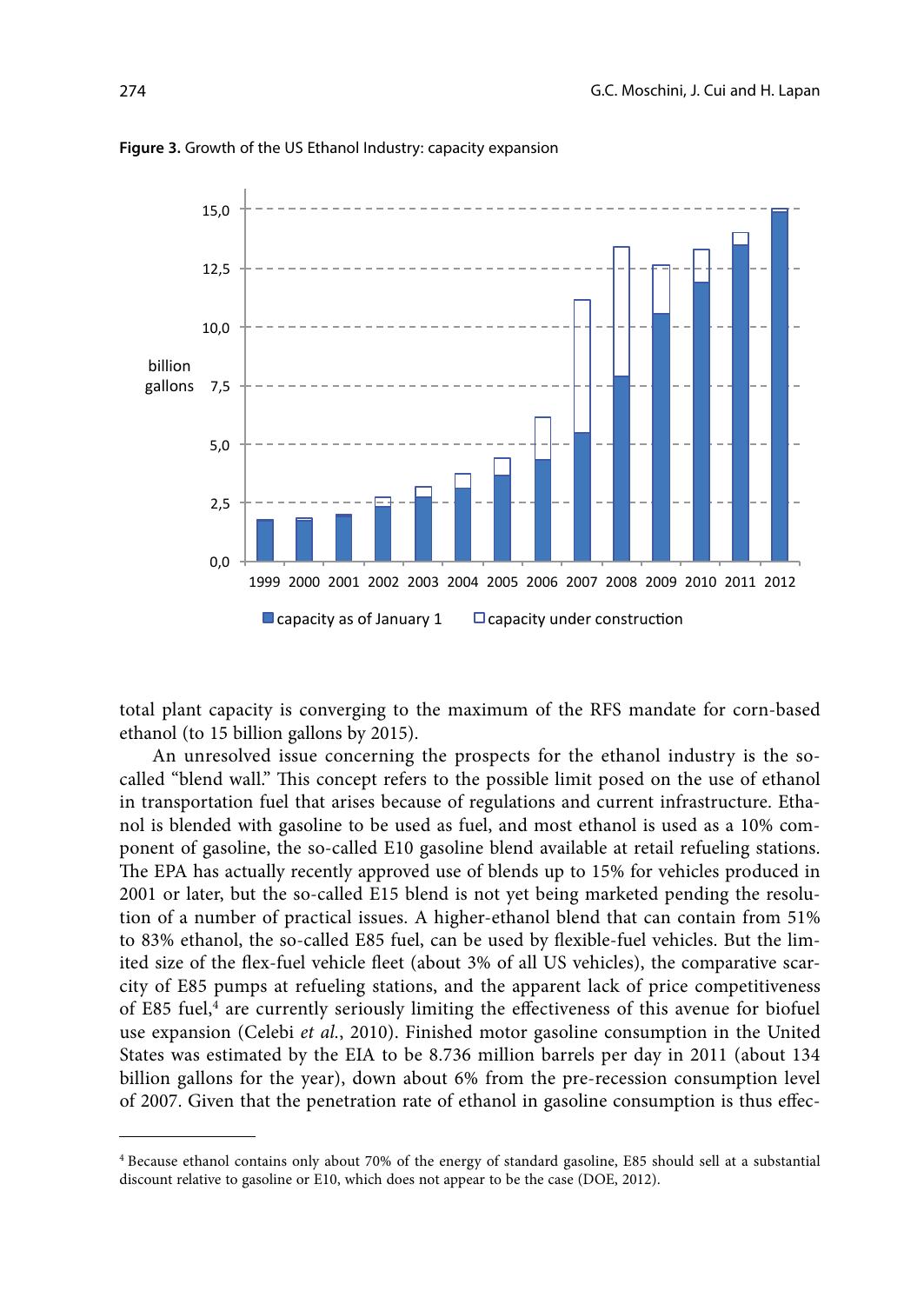**Figure 3.** Growth of the US Ethanol Industry: capacity expansion

total plant capacity is converging to the maximum of the RFS mandate for corn-based ethanol (to 15 billion gallons by 2015).

An unresolved issue concerning the prospects for the ethanol industry is the so-called "blend wall." This concept refers to the possible limit posed on the use of ethanol in transportation fuel that arises because of regulations and current infrastructure. Ethanol is blended with gasoline to be used as fuel, and most ethanol is used as a 10% component of gasoline, the so-called E10 gasoline blend available at retail refueling stations. The EPA has actually recently approved use of blends up to 15% for vehicles produced in 2001 or later, but the so-called E15 blend is not yet being marketed pending the resolution of a number of practical issues. A higher-ethanol blend that can contain from 51% to 83% ethanol, the so-called E85 fuel, can be used by flexible-fuel vehicles. But the limited size of the flex-fuel vehicle fleet (about 3% of all US vehicles), the comparative scarcity of E85 pumps at refueling stations, and the apparent lack of price competitiveness of E85 fuel,[4] are currently seriously limiting the effectiveness of this avenue for biofuel use expansion (Celebi *et al.*, 2010). Finished motor gasoline consumption in the United States was estimated by the EIA to be 8.736 million barrels per day in 2011 (about 134 billion gallons for the year), down about 6% from the pre-recession consumption level of 2007. Given that the penetration rate of ethanol in gasoline consumption is thus effec-

---

[4] Because ethanol contains only about 70% of the energy of standard gasoline, E85 should sell at a substantial discount relative to gasoline or E10, which does not appear to be the case (DOE, 2012).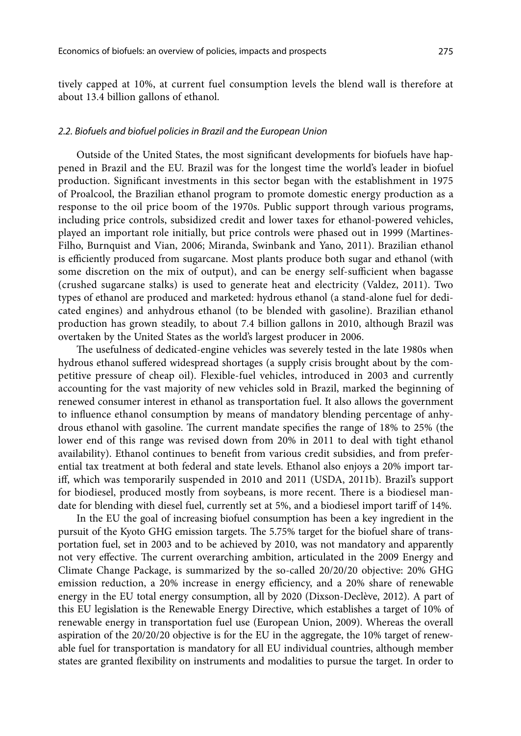tively capped at 10%, at current fuel consumption levels the blend wall is therefore at about 13.4 billion gallons of ethanol.

### *2.2. Biofuels and biofuel policies in Brazil and the European Union*

Outside of the United States, the most significant developments for biofuels have happened in Brazil and the EU. Brazil was for the longest time the world's leader in biofuel production. Significant investments in this sector began with the establishment in 1975 of Proalcool, the Brazilian ethanol program to promote domestic energy production as a response to the oil price boom of the 1970s. Public support through various programs, including price controls, subsidized credit and lower taxes for ethanol-powered vehicles, played an important role initially, but price controls were phased out in 1999 (Martines-Filho, Burnquist and Vian, 2006; Miranda, Swinbank and Yano, 2011). Brazilian ethanol is efficiently produced from sugarcane. Most plants produce both sugar and ethanol (with some discretion on the mix of output), and can be energy self-sufficient when bagasse (crushed sugarcane stalks) is used to generate heat and electricity (Valdez, 2011). Two types of ethanol are produced and marketed: hydrous ethanol (a stand-alone fuel for dedicated engines) and anhydrous ethanol (to be blended with gasoline). Brazilian ethanol production has grown steadily, to about 7.4 billion gallons in 2010, although Brazil was overtaken by the United States as the world's largest producer in 2006.

The usefulness of dedicated-engine vehicles was severely tested in the late 1980s when hydrous ethanol suffered widespread shortages (a supply crisis brought about by the competitive pressure of cheap oil). Flexible-fuel vehicles, introduced in 2003 and currently accounting for the vast majority of new vehicles sold in Brazil, marked the beginning of renewed consumer interest in ethanol as transportation fuel. It also allows the government to influence ethanol consumption by means of mandatory blending percentage of anhydrous ethanol with gasoline. The current mandate specifies the range of 18% to 25% (the lower end of this range was revised down from 20% in 2011 to deal with tight ethanol availability). Ethanol continues to benefit from various credit subsidies, and from preferential tax treatment at both federal and state levels. Ethanol also enjoys a 20% import tariff, which was temporarily suspended in 2010 and 2011 (USDA, 2011b). Brazil's support for biodiesel, produced mostly from soybeans, is more recent. There is a biodiesel mandate for blending with diesel fuel, currently set at 5%, and a biodiesel import tariff of 14%.

In the EU the goal of increasing biofuel consumption has been a key ingredient in the pursuit of the Kyoto GHG emission targets. The 5.75% target for the biofuel share of transportation fuel, set in 2003 and to be achieved by 2010, was not mandatory and apparently not very effective. The current overarching ambition, articulated in the 2009 Energy and Climate Change Package, is summarized by the so-called 20/20/20 objective: 20% GHG emission reduction, a 20% increase in energy efficiency, and a 20% share of renewable energy in the EU total energy consumption, all by 2020 (Dixson-Declève, 2012). A part of this EU legislation is the Renewable Energy Directive, which establishes a target of 10% of renewable energy in transportation fuel use (European Union, 2009). Whereas the overall aspiration of the 20/20/20 objective is for the EU in the aggregate, the 10% target of renewable fuel for transportation is mandatory for all EU individual countries, although member states are granted flexibility on instruments and modalities to pursue the target. In order to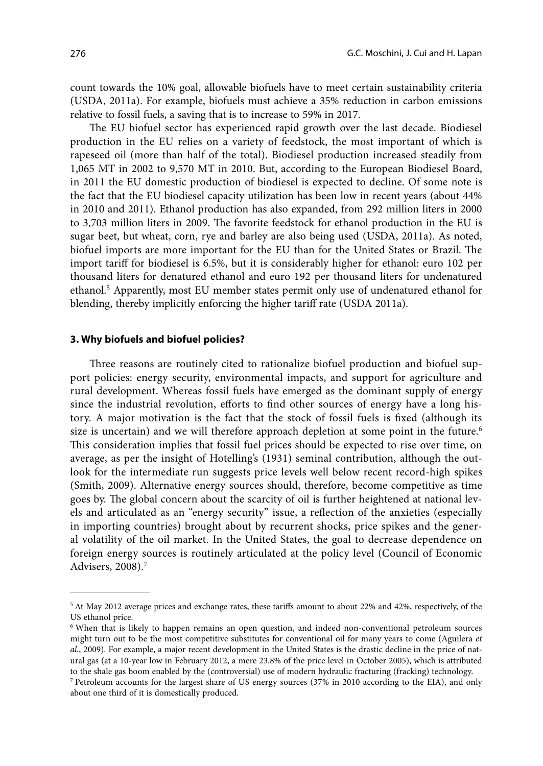count towards the 10% goal, allowable biofuels have to meet certain sustainability criteria (USDA, 2011a). For example, biofuels must achieve a 35% reduction in carbon emissions relative to fossil fuels, a saving that is to increase to 59% in 2017.

The EU biofuel sector has experienced rapid growth over the last decade. Biodiesel production in the EU relies on a variety of feedstock, the most important of which is rapeseed oil (more than half of the total). Biodiesel production increased steadily from 1,065 MT in 2002 to 9,570 MT in 2010. But, according to the European Biodiesel Board, in 2011 the EU domestic production of biodiesel is expected to decline. Of some note is the fact that the EU biodiesel capacity utilization has been low in recent years (about 44% in 2010 and 2011). Ethanol production has also expanded, from 292 million liters in 2000 to 3,703 million liters in 2009. The favorite feedstock for ethanol production in the EU is sugar beet, but wheat, corn, rye and barley are also being used (USDA, 2011a). As noted, biofuel imports are more important for the EU than for the United States or Brazil. The import tariff for biodiesel is 6.5%, but it is considerably higher for ethanol: euro 102 per thousand liters for denatured ethanol and euro 192 per thousand liters for undenatured ethanol.[5] Apparently, most EU member states permit only use of undenatured ethanol for blending, thereby implicitly enforcing the higher tariff rate (USDA 2011a).

## 3. Why biofuels and biofuel policies?

Three reasons are routinely cited to rationalize biofuel production and biofuel support policies: energy security, environmental impacts, and support for agriculture and rural development. Whereas fossil fuels have emerged as the dominant supply of energy since the industrial revolution, efforts to find other sources of energy have a long history. A major motivation is the fact that the stock of fossil fuels is fixed (although its size is uncertain) and we will therefore approach depletion at some point in the future.[6] This consideration implies that fossil fuel prices should be expected to rise over time, on average, as per the insight of Hotelling's (1931) seminal contribution, although the outlook for the intermediate run suggests price levels well below recent record-high spikes (Smith, 2009). Alternative energy sources should, therefore, become competitive as time goes by. The global concern about the scarcity of oil is further heightened at national levels and articulated as an "energy security" issue, a reflection of the anxieties (especially in importing countries) brought about by recurrent shocks, price spikes and the general volatility of the oil market. In the United States, the goal to decrease dependence on foreign energy sources is routinely articulated at the policy level (Council of Economic Advisers, 2008).[7]

---

[5] At May 2012 average prices and exchange rates, these tariffs amount to about 22% and 42%, respectively, of the US ethanol price.

[6] When that is likely to happen remains an open question, and indeed non-conventional petroleum sources might turn out to be the most competitive substitutes for conventional oil for many years to come (Aguilera *et al.*, 2009). For example, a major recent development in the United States is the drastic decline in the price of natural gas (at a 10-year low in February 2012, a mere 23.8% of the price level in October 2005), which is attributed to the shale gas boom enabled by the (controversial) use of modern hydraulic fracturing (fracking) technology.

[7] Petroleum accounts for the largest share of US energy sources (37% in 2010 according to the EIA), and only about one third of it is domestically produced.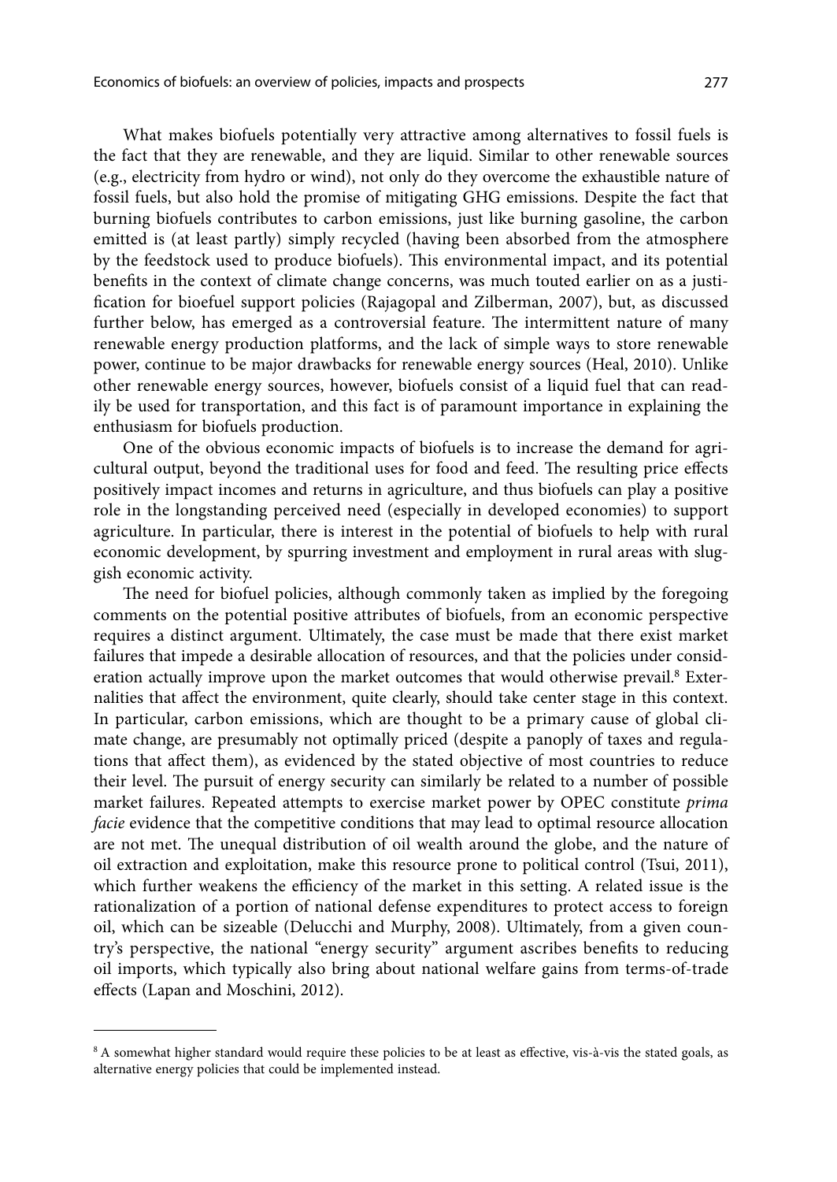What makes biofuels potentially very attractive among alternatives to fossil fuels is the fact that they are renewable, and they are liquid. Similar to other renewable sources (e.g., electricity from hydro or wind), not only do they overcome the exhaustible nature of fossil fuels, but also hold the promise of mitigating GHG emissions. Despite the fact that burning biofuels contributes to carbon emissions, just like burning gasoline, the carbon emitted is (at least partly) simply recycled (having been absorbed from the atmosphere by the feedstock used to produce biofuels). This environmental impact, and its potential benefits in the context of climate change concerns, was much touted earlier on as a justification for bioefuel support policies (Rajagopal and Zilberman, 2007), but, as discussed further below, has emerged as a controversial feature. The intermittent nature of many renewable energy production platforms, and the lack of simple ways to store renewable power, continue to be major drawbacks for renewable energy sources (Heal, 2010). Unlike other renewable energy sources, however, biofuels consist of a liquid fuel that can readily be used for transportation, and this fact is of paramount importance in explaining the enthusiasm for biofuels production.

One of the obvious economic impacts of biofuels is to increase the demand for agricultural output, beyond the traditional uses for food and feed. The resulting price effects positively impact incomes and returns in agriculture, and thus biofuels can play a positive role in the longstanding perceived need (especially in developed economies) to support agriculture. In particular, there is interest in the potential of biofuels to help with rural economic development, by spurring investment and employment in rural areas with sluggish economic activity.

The need for biofuel policies, although commonly taken as implied by the foregoing comments on the potential positive attributes of biofuels, from an economic perspective requires a distinct argument. Ultimately, the case must be made that there exist market failures that impede a desirable allocation of resources, and that the policies under consideration actually improve upon the market outcomes that would otherwise prevail.[8] Externalities that affect the environment, quite clearly, should take center stage in this context. In particular, carbon emissions, which are thought to be a primary cause of global climate change, are presumably not optimally priced (despite a panoply of taxes and regulations that affect them), as evidenced by the stated objective of most countries to reduce their level. The pursuit of energy security can similarly be related to a number of possible market failures. Repeated attempts to exercise market power by OPEC constitute *prima facie* evidence that the competitive conditions that may lead to optimal resource allocation are not met. The unequal distribution of oil wealth around the globe, and the nature of oil extraction and exploitation, make this resource prone to political control (Tsui, 2011), which further weakens the efficiency of the market in this setting. A related issue is the rationalization of a portion of national defense expenditures to protect access to foreign oil, which can be sizeable (Delucchi and Murphy, 2008). Ultimately, from a given country's perspective, the national "energy security" argument ascribes benefits to reducing oil imports, which typically also bring about national welfare gains from terms-of-trade effects (Lapan and Moschini, 2012).

---

[8] A somewhat higher standard would require these policies to be at least as effective, vis-à-vis the stated goals, as alternative energy policies that could be implemented instead.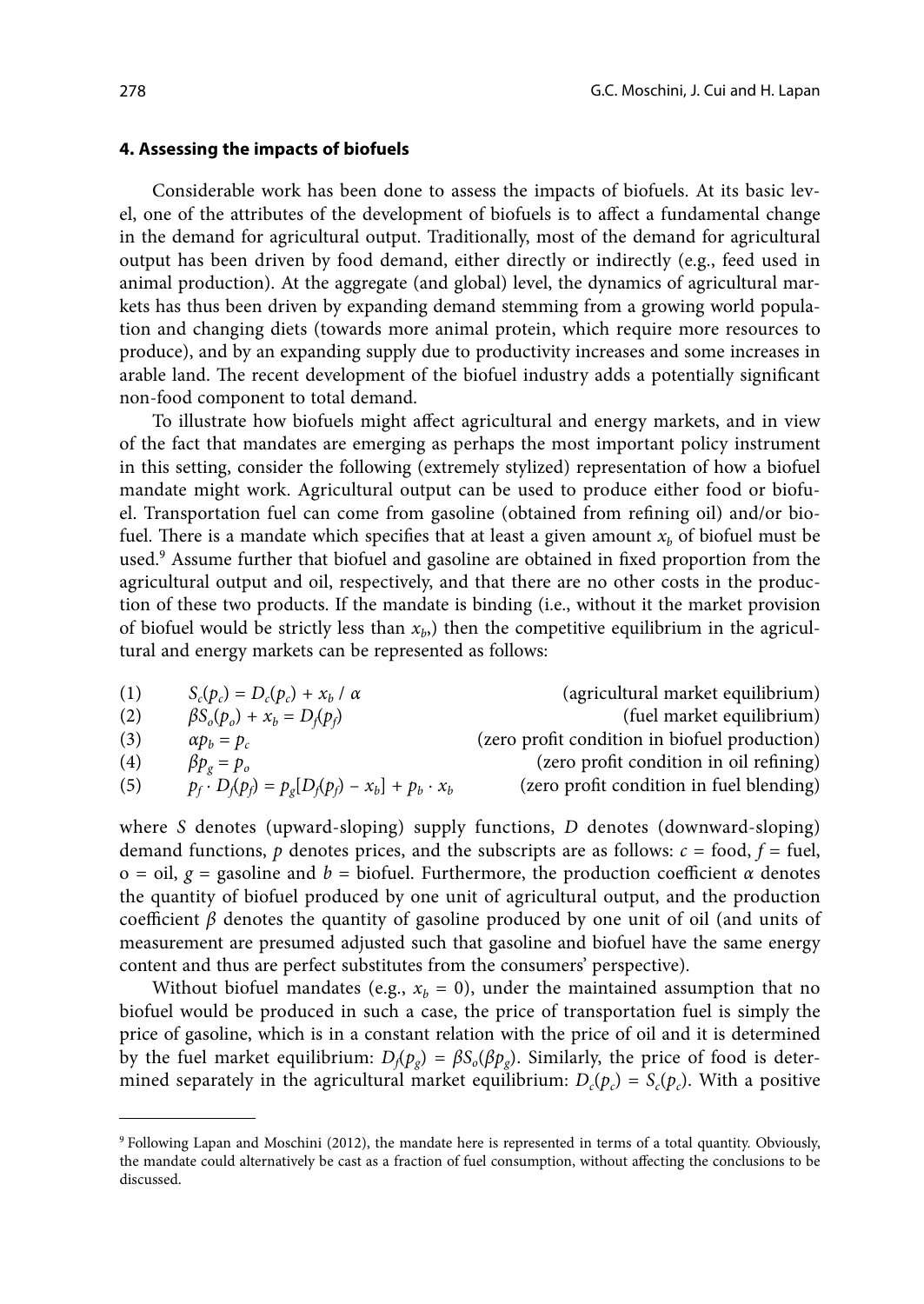## 4. Assessing the impacts of biofuels

Considerable work has been done to assess the impacts of biofuels. At its basic level, one of the attributes of the development of biofuels is to affect a fundamental change in the demand for agricultural output. Traditionally, most of the demand for agricultural output has been driven by food demand, either directly or indirectly (e.g., feed used in animal production). At the aggregate (and global) level, the dynamics of agricultural markets has thus been driven by expanding demand stemming from a growing world population and changing diets (towards more animal protein, which require more resources to produce), and by an expanding supply due to productivity increases and some increases in arable land. The recent development of the biofuel industry adds a potentially significant non-food component to total demand.

To illustrate how biofuels might affect agricultural and energy markets, and in view of the fact that mandates are emerging as perhaps the most important policy instrument in this setting, consider the following (extremely stylized) representation of how a biofuel mandate might work. Agricultural output can be used to produce either food or biofuel. Transportation fuel can come from gasoline (obtained from refining oil) and/or biofuel. There is a mandate which specifies that at least a given amount $x_b$ of biofuel must be used.[9] Assume further that biofuel and gasoline are obtained in fixed proportion from the agricultural output and oil, respectively, and that there are no other costs in the production of these two products. If the mandate is binding (i.e., without it the market provision of biofuel would be strictly less than $x_b$,) then the competitive equilibrium in the agricultural and energy markets can be represented as follows:

$$S_c(p_c) = D_c(p_c) + x_b / \alpha \qquad \text{(agricultural market equilibrium)} \tag{1}$$

$$\beta S_o(p_o) + x_b = D_f(p_f) \qquad \text{(fuel market equilibrium)} \tag{2}$$

$$\alpha p_b = p_c \qquad \text{(zero profit condition in biofuel production)} \tag{3}$$

$$\beta p_g = p_o \qquad \text{(zero profit condition in oil refining)} \tag{4}$$

$$p_f \cdot D_f(p_f) = p_g[D_f(p_f) - x_b] + p_b \cdot x_b \qquad \text{(zero profit condition in fuel blending)} \tag{5}$$

where $S$ denotes (upward-sloping) supply functions, $D$ denotes (downward-sloping) demand functions, $p$ denotes prices, and the subscripts are as follows: $c$ = food, $f$ = fuel, o = oil, $g$ = gasoline and $b$ = biofuel. Furthermore, the production coefficient $\alpha$ denotes the quantity of biofuel produced by one unit of agricultural output, and the production coefficient $\beta$ denotes the quantity of gasoline produced by one unit of oil (and units of measurement are presumed adjusted such that gasoline and biofuel have the same energy content and thus are perfect substitutes from the consumers' perspective).

Without biofuel mandates (e.g., $x_b = 0$), under the maintained assumption that no biofuel would be produced in such a case, the price of transportation fuel is simply the price of gasoline, which is in a constant relation with the price of oil and it is determined by the fuel market equilibrium: $D_f(p_g) = \beta S_o(\beta p_g)$. Similarly, the price of food is determined separately in the agricultural market equilibrium: $D_c(p_c) = S_c(p_c)$. With a positive

[9] Following Lapan and Moschini (2012), the mandate here is represented in terms of a total quantity. Obviously, the mandate could alternatively be cast as a fraction of fuel consumption, without affecting the conclusions to be discussed.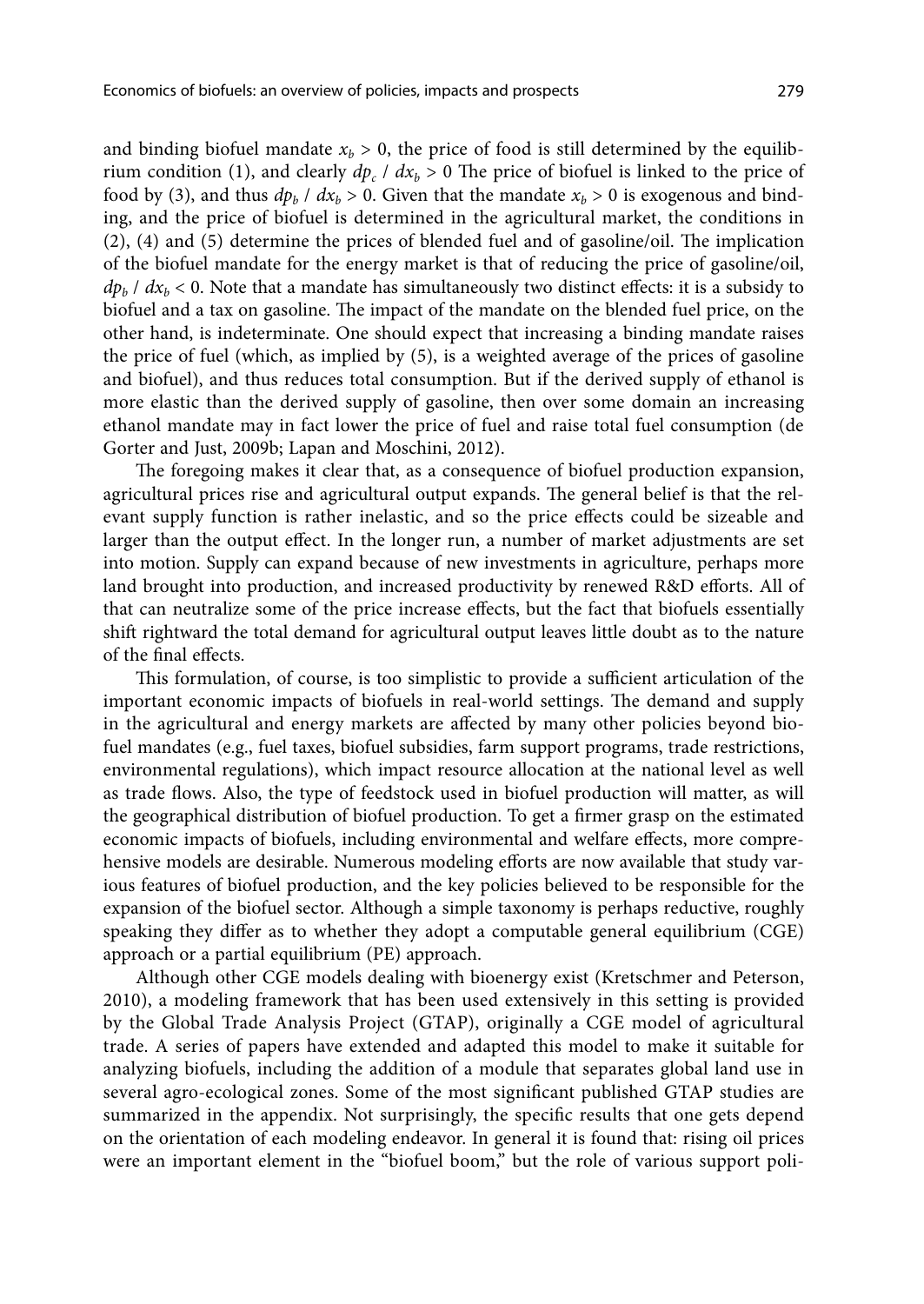and binding biofuel mandate $x_b > 0$, the price of food is still determined by the equilibrium condition (1), and clearly $dp_c / dx_b > 0$ The price of biofuel is linked to the price of food by (3), and thus $dp_b / dx_b > 0$. Given that the mandate $x_b > 0$ is exogenous and binding, and the price of biofuel is determined in the agricultural market, the conditions in (2), (4) and (5) determine the prices of blended fuel and of gasoline/oil. The implication of the biofuel mandate for the energy market is that of reducing the price of gasoline/oil, $dp_b / dx_b < 0$. Note that a mandate has simultaneously two distinct effects: it is a subsidy to biofuel and a tax on gasoline. The impact of the mandate on the blended fuel price, on the other hand, is indeterminate. One should expect that increasing a binding mandate raises the price of fuel (which, as implied by (5), is a weighted average of the prices of gasoline and biofuel), and thus reduces total consumption. But if the derived supply of ethanol is more elastic than the derived supply of gasoline, then over some domain an increasing ethanol mandate may in fact lower the price of fuel and raise total fuel consumption (de Gorter and Just, 2009b; Lapan and Moschini, 2012).

The foregoing makes it clear that, as a consequence of biofuel production expansion, agricultural prices rise and agricultural output expands. The general belief is that the relevant supply function is rather inelastic, and so the price effects could be sizeable and larger than the output effect. In the longer run, a number of market adjustments are set into motion. Supply can expand because of new investments in agriculture, perhaps more land brought into production, and increased productivity by renewed R&D efforts. All of that can neutralize some of the price increase effects, but the fact that biofuels essentially shift rightward the total demand for agricultural output leaves little doubt as to the nature of the final effects.

This formulation, of course, is too simplistic to provide a sufficient articulation of the important economic impacts of biofuels in real-world settings. The demand and supply in the agricultural and energy markets are affected by many other policies beyond biofuel mandates (e.g., fuel taxes, biofuel subsidies, farm support programs, trade restrictions, environmental regulations), which impact resource allocation at the national level as well as trade flows. Also, the type of feedstock used in biofuel production will matter, as will the geographical distribution of biofuel production. To get a firmer grasp on the estimated economic impacts of biofuels, including environmental and welfare effects, more comprehensive models are desirable. Numerous modeling efforts are now available that study various features of biofuel production, and the key policies believed to be responsible for the expansion of the biofuel sector. Although a simple taxonomy is perhaps reductive, roughly speaking they differ as to whether they adopt a computable general equilibrium (CGE) approach or a partial equilibrium (PE) approach.

Although other CGE models dealing with bioenergy exist (Kretschmer and Peterson, 2010), a modeling framework that has been used extensively in this setting is provided by the Global Trade Analysis Project (GTAP), originally a CGE model of agricultural trade. A series of papers have extended and adapted this model to make it suitable for analyzing biofuels, including the addition of a module that separates global land use in several agro-ecological zones. Some of the most significant published GTAP studies are summarized in the appendix. Not surprisingly, the specific results that one gets depend on the orientation of each modeling endeavor. In general it is found that: rising oil prices were an important element in the "biofuel boom," but the role of various support poli-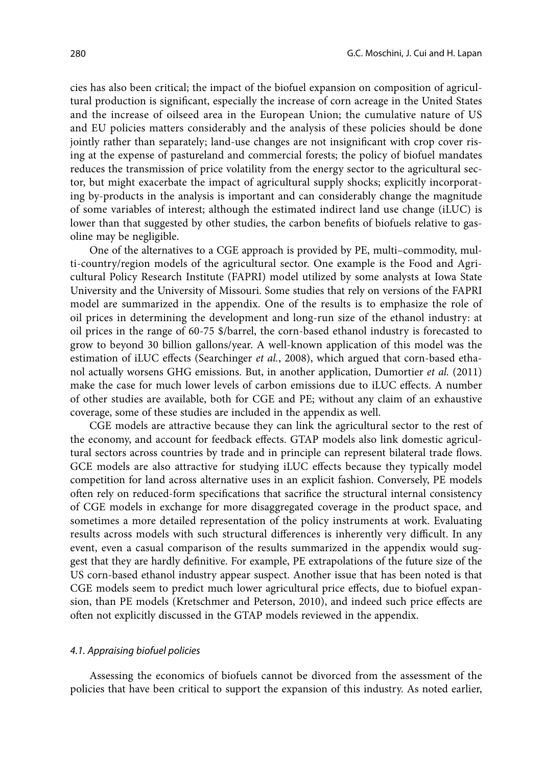cies has also been critical; the impact of the biofuel expansion on composition of agricultural production is significant, especially the increase of corn acreage in the United States and the increase of oilseed area in the European Union; the cumulative nature of US and EU policies matters considerably and the analysis of these policies should be done jointly rather than separately; land-use changes are not insignificant with crop cover rising at the expense of pastureland and commercial forests; the policy of biofuel mandates reduces the transmission of price volatility from the energy sector to the agricultural sector, but might exacerbate the impact of agricultural supply shocks; explicitly incorporating by-products in the analysis is important and can considerably change the magnitude of some variables of interest; although the estimated indirect land use change (iLUC) is lower than that suggested by other studies, the carbon benefits of biofuels relative to gasoline may be negligible.

One of the alternatives to a CGE approach is provided by PE, multi–commodity, multi-country/region models of the agricultural sector. One example is the Food and Agricultural Policy Research Institute (FAPRI) model utilized by some analysts at Iowa State University and the University of Missouri. Some studies that rely on versions of the FAPRI model are summarized in the appendix. One of the results is to emphasize the role of oil prices in determining the development and long-run size of the ethanol industry: at oil prices in the range of 60-75 $/barrel, the corn-based ethanol industry is forecasted to grow to beyond 30 billion gallons/year. A well-known application of this model was the estimation of iLUC effects (Searchinger *et al.*, 2008), which argued that corn-based ethanol actually worsens GHG emissions. But, in another application, Dumortier *et al.* (2011) make the case for much lower levels of carbon emissions due to iLUC effects. A number of other studies are available, both for CGE and PE; without any claim of an exhaustive coverage, some of these studies are included in the appendix as well.

CGE models are attractive because they can link the agricultural sector to the rest of the economy, and account for feedback effects. GTAP models also link domestic agricultural sectors across countries by trade and in principle can represent bilateral trade flows. GCE models are also attractive for studying iLUC effects because they typically model competition for land across alternative uses in an explicit fashion. Conversely, PE models often rely on reduced-form specifications that sacrifice the structural internal consistency of CGE models in exchange for more disaggregated coverage in the product space, and sometimes a more detailed representation of the policy instruments at work. Evaluating results across models with such structural differences is inherently very difficult. In any event, even a casual comparison of the results summarized in the appendix would suggest that they are hardly definitive. For example, PE extrapolations of the future size of the US corn-based ethanol industry appear suspect. Another issue that has been noted is that CGE models seem to predict much lower agricultural price effects, due to biofuel expansion, than PE models (Kretschmer and Peterson, 2010), and indeed such price effects are often not explicitly discussed in the GTAP models reviewed in the appendix.

### *4.1. Appraising biofuel policies*

Assessing the economics of biofuels cannot be divorced from the assessment of the policies that have been critical to support the expansion of this industry. As noted earlier,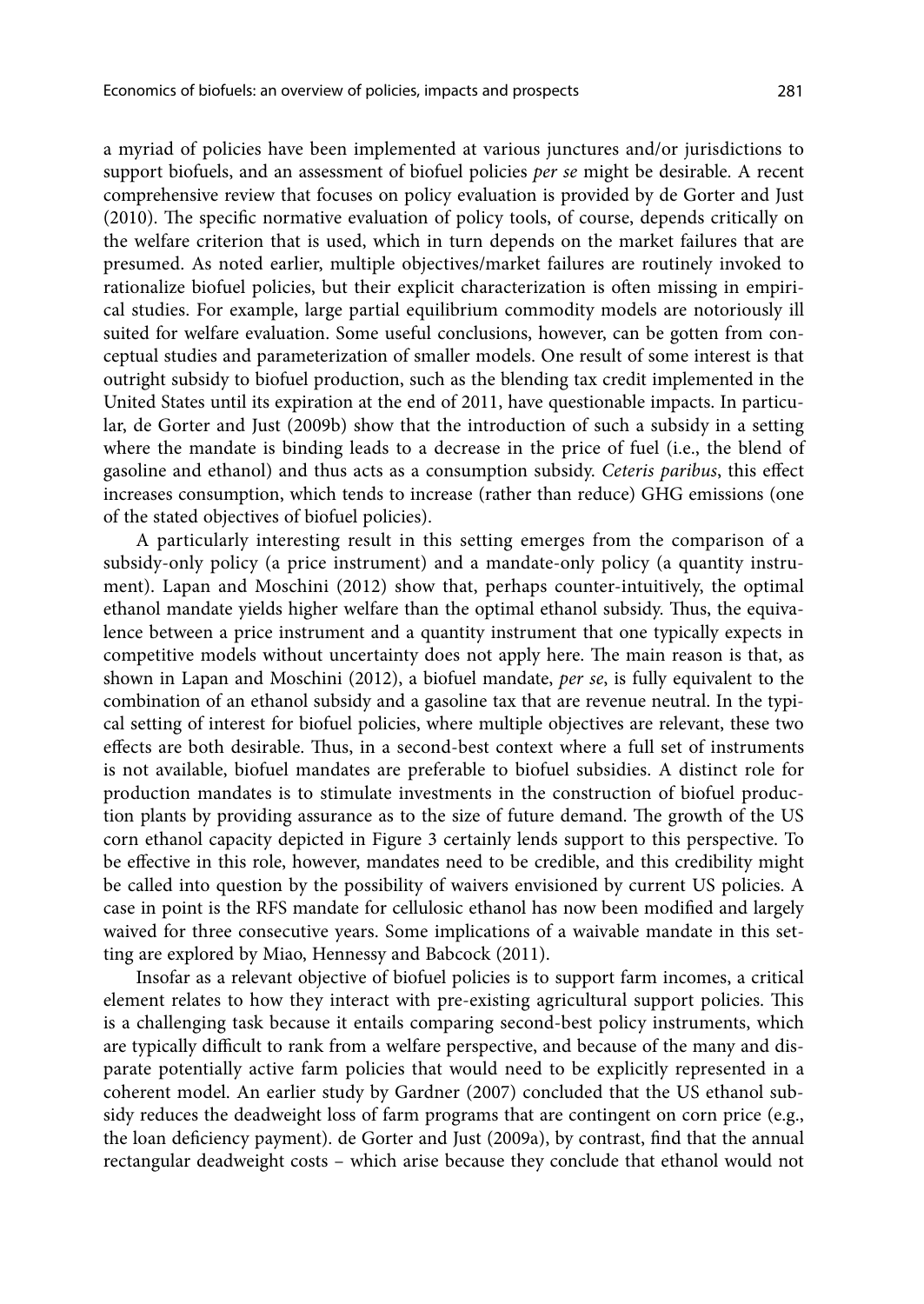a myriad of policies have been implemented at various junctures and/or jurisdictions to support biofuels, and an assessment of biofuel policies *per se* might be desirable. A recent comprehensive review that focuses on policy evaluation is provided by de Gorter and Just (2010). The specific normative evaluation of policy tools, of course, depends critically on the welfare criterion that is used, which in turn depends on the market failures that are presumed. As noted earlier, multiple objectives/market failures are routinely invoked to rationalize biofuel policies, but their explicit characterization is often missing in empirical studies. For example, large partial equilibrium commodity models are notoriously ill suited for welfare evaluation. Some useful conclusions, however, can be gotten from conceptual studies and parameterization of smaller models. One result of some interest is that outright subsidy to biofuel production, such as the blending tax credit implemented in the United States until its expiration at the end of 2011, have questionable impacts. In particular, de Gorter and Just (2009b) show that the introduction of such a subsidy in a setting where the mandate is binding leads to a decrease in the price of fuel (i.e., the blend of gasoline and ethanol) and thus acts as a consumption subsidy. *Ceteris paribus*, this effect increases consumption, which tends to increase (rather than reduce) GHG emissions (one of the stated objectives of biofuel policies).

A particularly interesting result in this setting emerges from the comparison of a subsidy-only policy (a price instrument) and a mandate-only policy (a quantity instrument). Lapan and Moschini (2012) show that, perhaps counter-intuitively, the optimal ethanol mandate yields higher welfare than the optimal ethanol subsidy. Thus, the equivalence between a price instrument and a quantity instrument that one typically expects in competitive models without uncertainty does not apply here. The main reason is that, as shown in Lapan and Moschini (2012), a biofuel mandate, *per se*, is fully equivalent to the combination of an ethanol subsidy and a gasoline tax that are revenue neutral. In the typical setting of interest for biofuel policies, where multiple objectives are relevant, these two effects are both desirable. Thus, in a second-best context where a full set of instruments is not available, biofuel mandates are preferable to biofuel subsidies. A distinct role for production mandates is to stimulate investments in the construction of biofuel production plants by providing assurance as to the size of future demand. The growth of the US corn ethanol capacity depicted in Figure 3 certainly lends support to this perspective. To be effective in this role, however, mandates need to be credible, and this credibility might be called into question by the possibility of waivers envisioned by current US policies. A case in point is the RFS mandate for cellulosic ethanol has now been modified and largely waived for three consecutive years. Some implications of a waivable mandate in this setting are explored by Miao, Hennessy and Babcock (2011).

Insofar as a relevant objective of biofuel policies is to support farm incomes, a critical element relates to how they interact with pre-existing agricultural support policies. This is a challenging task because it entails comparing second-best policy instruments, which are typically difficult to rank from a welfare perspective, and because of the many and disparate potentially active farm policies that would need to be explicitly represented in a coherent model. An earlier study by Gardner (2007) concluded that the US ethanol subsidy reduces the deadweight loss of farm programs that are contingent on corn price (e.g., the loan deficiency payment). de Gorter and Just (2009a), by contrast, find that the annual rectangular deadweight costs – which arise because they conclude that ethanol would not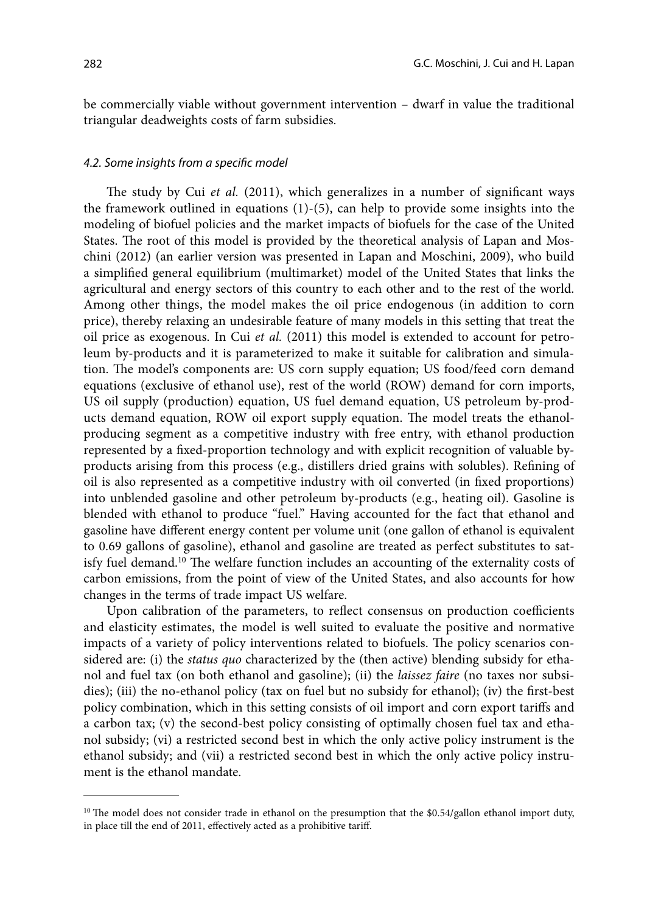be commercially viable without government intervention – dwarf in value the traditional triangular deadweights costs of farm subsidies.

#### *4.2. Some insights from a specific model*

The study by Cui *et al.* (2011), which generalizes in a number of significant ways the framework outlined in equations (1)-(5), can help to provide some insights into the modeling of biofuel policies and the market impacts of biofuels for the case of the United States. The root of this model is provided by the theoretical analysis of Lapan and Moschini (2012) (an earlier version was presented in Lapan and Moschini, 2009), who build a simplified general equilibrium (multimarket) model of the United States that links the agricultural and energy sectors of this country to each other and to the rest of the world. Among other things, the model makes the oil price endogenous (in addition to corn price), thereby relaxing an undesirable feature of many models in this setting that treat the oil price as exogenous. In Cui *et al.* (2011) this model is extended to account for petroleum by-products and it is parameterized to make it suitable for calibration and simulation. The model's components are: US corn supply equation; US food/feed corn demand equations (exclusive of ethanol use), rest of the world (ROW) demand for corn imports, US oil supply (production) equation, US fuel demand equation, US petroleum by-products demand equation, ROW oil export supply equation. The model treats the ethanol-producing segment as a competitive industry with free entry, with ethanol production represented by a fixed-proportion technology and with explicit recognition of valuable by-products arising from this process (e.g., distillers dried grains with solubles). Refining of oil is also represented as a competitive industry with oil converted (in fixed proportions) into unblended gasoline and other petroleum by-products (e.g., heating oil). Gasoline is blended with ethanol to produce "fuel." Having accounted for the fact that ethanol and gasoline have different energy content per volume unit (one gallon of ethanol is equivalent to 0.69 gallons of gasoline), ethanol and gasoline are treated as perfect substitutes to satisfy fuel demand.[10] The welfare function includes an accounting of the externality costs of carbon emissions, from the point of view of the United States, and also accounts for how changes in the terms of trade impact US welfare.

Upon calibration of the parameters, to reflect consensus on production coefficients and elasticity estimates, the model is well suited to evaluate the positive and normative impacts of a variety of policy interventions related to biofuels. The policy scenarios considered are: (i) the *status quo* characterized by the (then active) blending subsidy for ethanol and fuel tax (on both ethanol and gasoline); (ii) the *laissez faire* (no taxes nor subsidies); (iii) the no-ethanol policy (tax on fuel but no subsidy for ethanol); (iv) the first-best policy combination, which in this setting consists of oil import and corn export tariffs and a carbon tax; (v) the second-best policy consisting of optimally chosen fuel tax and ethanol subsidy; (vi) a restricted second best in which the only active policy instrument is the ethanol subsidy; and (vii) a restricted second best in which the only active policy instrument is the ethanol mandate.

---

[10] The model does not consider trade in ethanol on the presumption that the \$0.54/gallon ethanol import duty, in place till the end of 2011, effectively acted as a prohibitive tariff.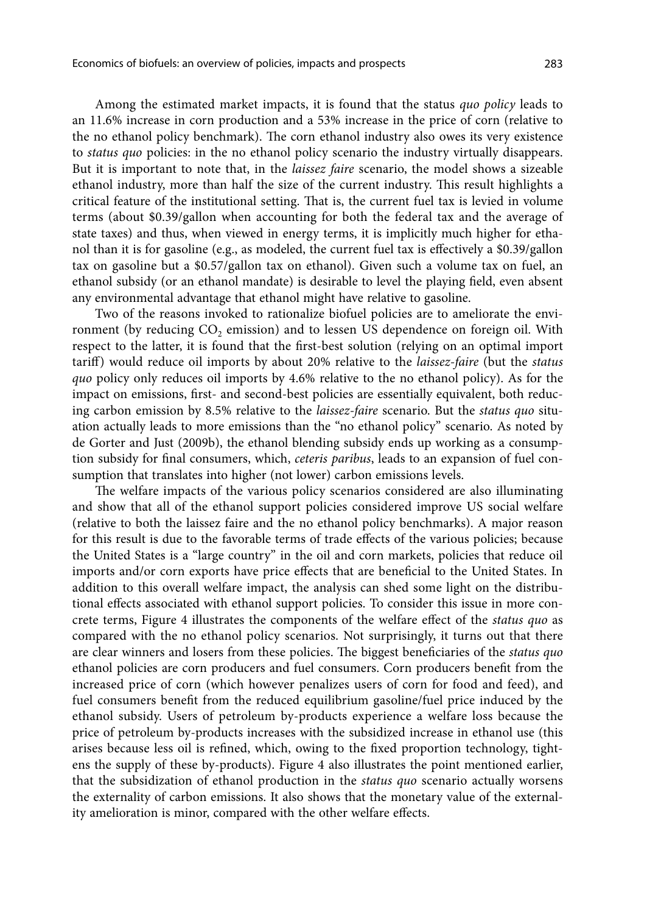Among the estimated market impacts, it is found that the status *quo policy* leads to an 11.6% increase in corn production and a 53% increase in the price of corn (relative to the no ethanol policy benchmark). The corn ethanol industry also owes its very existence to *status quo* policies: in the no ethanol policy scenario the industry virtually disappears. But it is important to note that, in the *laissez faire* scenario, the model shows a sizeable ethanol industry, more than half the size of the current industry. This result highlights a critical feature of the institutional setting. That is, the current fuel tax is levied in volume terms (about \$0.39/gallon when accounting for both the federal tax and the average of state taxes) and thus, when viewed in energy terms, it is implicitly much higher for ethanol than it is for gasoline (e.g., as modeled, the current fuel tax is effectively a \$0.39/gallon tax on gasoline but a \$0.57/gallon tax on ethanol). Given such a volume tax on fuel, an ethanol subsidy (or an ethanol mandate) is desirable to level the playing field, even absent any environmental advantage that ethanol might have relative to gasoline.

Two of the reasons invoked to rationalize biofuel policies are to ameliorate the environment (by reducing $CO_2$ emission) and to lessen US dependence on foreign oil. With respect to the latter, it is found that the first-best solution (relying on an optimal import tariff) would reduce oil imports by about 20% relative to the *laissez-faire* (but the *status quo* policy only reduces oil imports by 4.6% relative to the no ethanol policy). As for the impact on emissions, first- and second-best policies are essentially equivalent, both reducing carbon emission by 8.5% relative to the *laissez-faire* scenario. But the *status quo* situation actually leads to more emissions than the "no ethanol policy" scenario. As noted by de Gorter and Just (2009b), the ethanol blending subsidy ends up working as a consumption subsidy for final consumers, which, *ceteris paribus*, leads to an expansion of fuel consumption that translates into higher (not lower) carbon emissions levels.

The welfare impacts of the various policy scenarios considered are also illuminating and show that all of the ethanol support policies considered improve US social welfare (relative to both the laissez faire and the no ethanol policy benchmarks). A major reason for this result is due to the favorable terms of trade effects of the various policies; because the United States is a "large country" in the oil and corn markets, policies that reduce oil imports and/or corn exports have price effects that are beneficial to the United States. In addition to this overall welfare impact, the analysis can shed some light on the distributional effects associated with ethanol support policies. To consider this issue in more concrete terms, Figure 4 illustrates the components of the welfare effect of the *status quo* as compared with the no ethanol policy scenarios. Not surprisingly, it turns out that there are clear winners and losers from these policies. The biggest beneficiaries of the *status quo* ethanol policies are corn producers and fuel consumers. Corn producers benefit from the increased price of corn (which however penalizes users of corn for food and feed), and fuel consumers benefit from the reduced equilibrium gasoline/fuel price induced by the ethanol subsidy. Users of petroleum by-products experience a welfare loss because the price of petroleum by-products increases with the subsidized increase in ethanol use (this arises because less oil is refined, which, owing to the fixed proportion technology, tightens the supply of these by-products). Figure 4 also illustrates the point mentioned earlier, that the subsidization of ethanol production in the *status quo* scenario actually worsens the externality of carbon emissions. It also shows that the monetary value of the externality amelioration is minor, compared with the other welfare effects.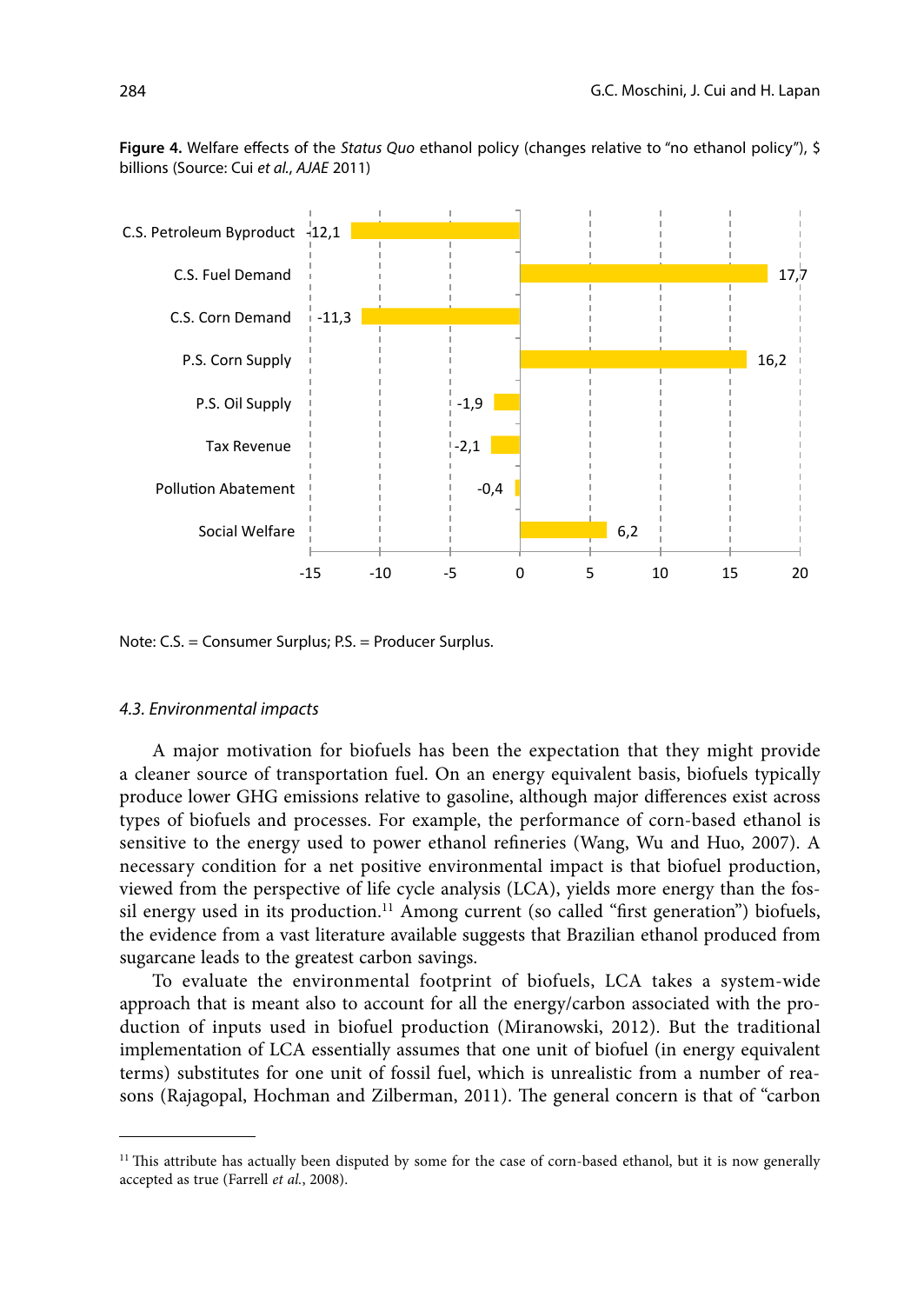**Figure 4.** Welfare effects of the *Status Quo* ethanol policy (changes relative to "no ethanol policy"), $ billions (Source: Cui *et al.*, *AJAE* 2011)

| | Value |
|---|---|
| C.S. Petroleum Byproduct | -12,1 |
| C.S. Fuel Demand | 17,7 |
| C.S. Corn Demand | -11,3 |
| P.S. Corn Supply | 16,2 |
| P.S. Oil Supply | -1,9 |
| Tax Revenue | -2,1 |
| Pollution Abatement | -0,4 |
| Social Welfare | 6,2 |

Note: C.S. = Consumer Surplus; P.S. = Producer Surplus.

### *4.3. Environmental impacts*

A major motivation for biofuels has been the expectation that they might provide a cleaner source of transportation fuel. On an energy equivalent basis, biofuels typically produce lower GHG emissions relative to gasoline, although major differences exist across types of biofuels and processes. For example, the performance of corn-based ethanol is sensitive to the energy used to power ethanol refineries (Wang, Wu and Huo, 2007). A necessary condition for a net positive environmental impact is that biofuel production, viewed from the perspective of life cycle analysis (LCA), yields more energy than the fossil energy used in its production.[11] Among current (so called "first generation") biofuels, the evidence from a vast literature available suggests that Brazilian ethanol produced from sugarcane leads to the greatest carbon savings.

To evaluate the environmental footprint of biofuels, LCA takes a system-wide approach that is meant also to account for all the energy/carbon associated with the production of inputs used in biofuel production (Miranowski, 2012). But the traditional implementation of LCA essentially assumes that one unit of biofuel (in energy equivalent terms) substitutes for one unit of fossil fuel, which is unrealistic from a number of reasons (Rajagopal, Hochman and Zilberman, 2011). The general concern is that of "carbon

---

[11] This attribute has actually been disputed by some for the case of corn-based ethanol, but it is now generally accepted as true (Farrell *et al.*, 2008).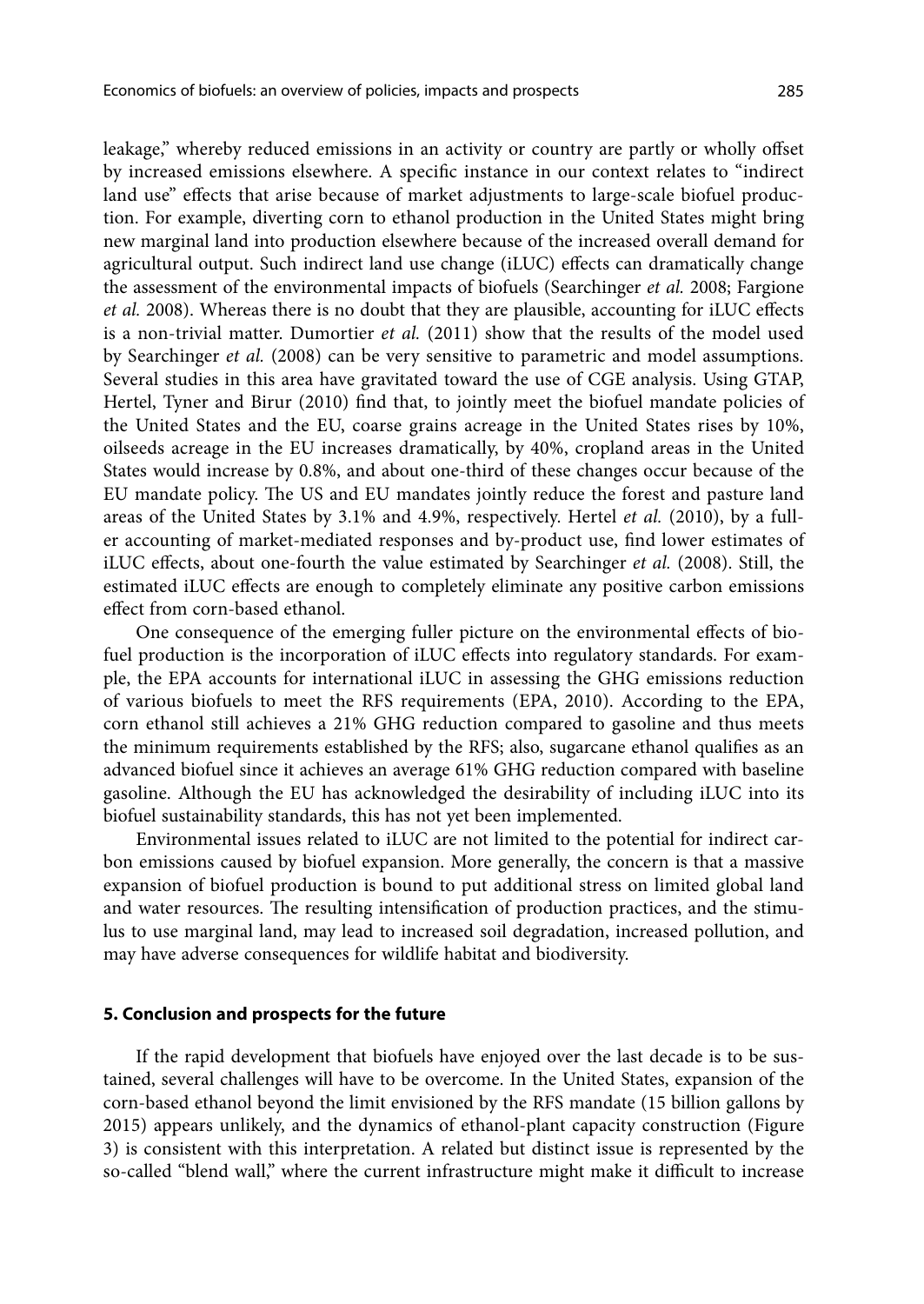leakage," whereby reduced emissions in an activity or country are partly or wholly offset by increased emissions elsewhere. A specific instance in our context relates to "indirect land use" effects that arise because of market adjustments to large-scale biofuel production. For example, diverting corn to ethanol production in the United States might bring new marginal land into production elsewhere because of the increased overall demand for agricultural output. Such indirect land use change (iLUC) effects can dramatically change the assessment of the environmental impacts of biofuels (Searchinger *et al.* 2008; Fargione *et al.* 2008). Whereas there is no doubt that they are plausible, accounting for iLUC effects is a non-trivial matter. Dumortier *et al.* (2011) show that the results of the model used by Searchinger *et al.* (2008) can be very sensitive to parametric and model assumptions. Several studies in this area have gravitated toward the use of CGE analysis. Using GTAP, Hertel, Tyner and Birur (2010) find that, to jointly meet the biofuel mandate policies of the United States and the EU, coarse grains acreage in the United States rises by 10%, oilseeds acreage in the EU increases dramatically, by 40%, cropland areas in the United States would increase by 0.8%, and about one-third of these changes occur because of the EU mandate policy. The US and EU mandates jointly reduce the forest and pasture land areas of the United States by 3.1% and 4.9%, respectively. Hertel *et al.* (2010), by a fuller accounting of market-mediated responses and by-product use, find lower estimates of iLUC effects, about one-fourth the value estimated by Searchinger *et al.* (2008). Still, the estimated iLUC effects are enough to completely eliminate any positive carbon emissions effect from corn-based ethanol.

One consequence of the emerging fuller picture on the environmental effects of biofuel production is the incorporation of iLUC effects into regulatory standards. For example, the EPA accounts for international iLUC in assessing the GHG emissions reduction of various biofuels to meet the RFS requirements (EPA, 2010). According to the EPA, corn ethanol still achieves a 21% GHG reduction compared to gasoline and thus meets the minimum requirements established by the RFS; also, sugarcane ethanol qualifies as an advanced biofuel since it achieves an average 61% GHG reduction compared with baseline gasoline. Although the EU has acknowledged the desirability of including iLUC into its biofuel sustainability standards, this has not yet been implemented.

Environmental issues related to iLUC are not limited to the potential for indirect carbon emissions caused by biofuel expansion. More generally, the concern is that a massive expansion of biofuel production is bound to put additional stress on limited global land and water resources. The resulting intensification of production practices, and the stimulus to use marginal land, may lead to increased soil degradation, increased pollution, and may have adverse consequences for wildlife habitat and biodiversity.

## 5. Conclusion and prospects for the future

If the rapid development that biofuels have enjoyed over the last decade is to be sustained, several challenges will have to be overcome. In the United States, expansion of the corn-based ethanol beyond the limit envisioned by the RFS mandate (15 billion gallons by 2015) appears unlikely, and the dynamics of ethanol-plant capacity construction (Figure 3) is consistent with this interpretation. A related but distinct issue is represented by the so-called "blend wall," where the current infrastructure might make it difficult to increase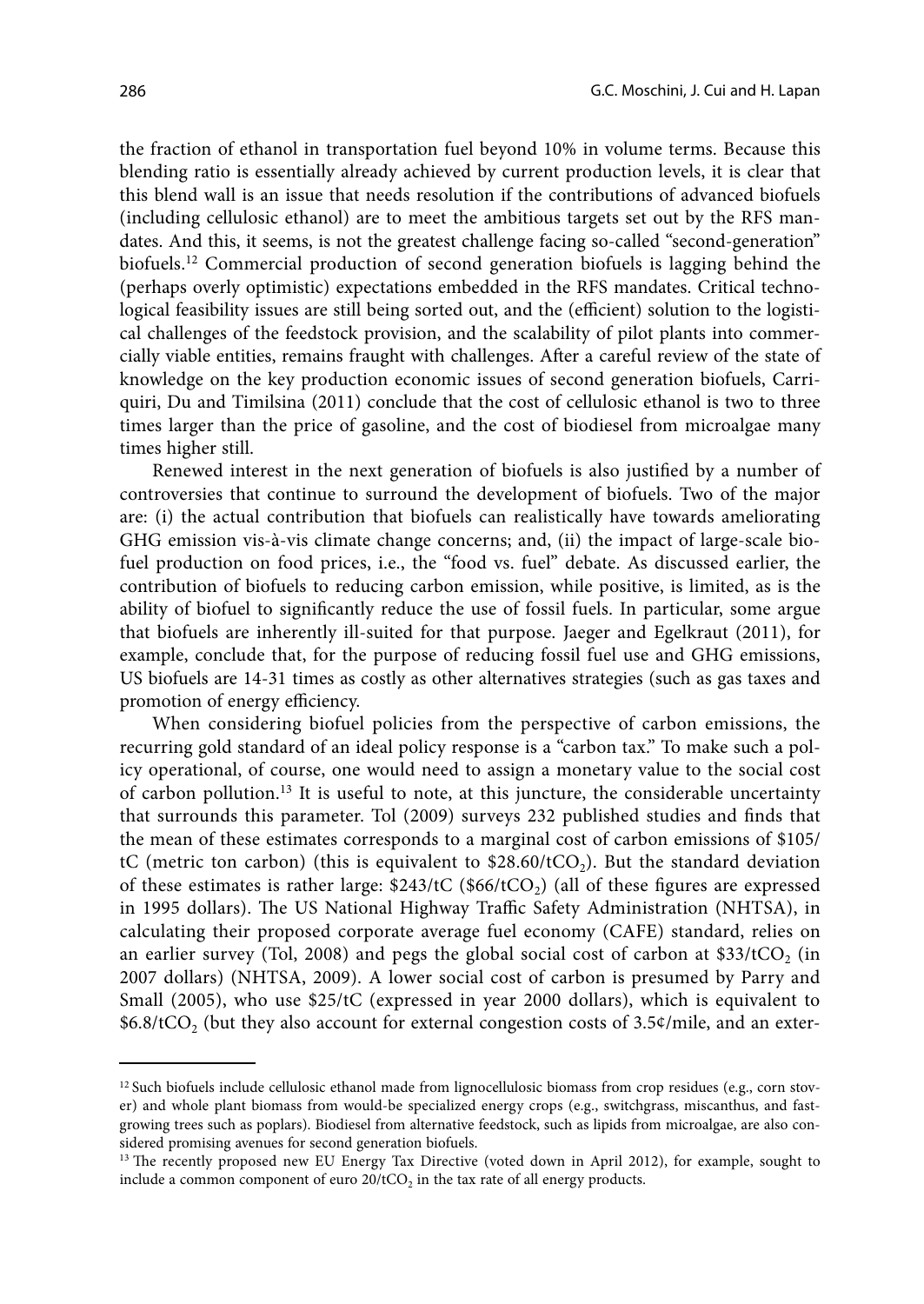the fraction of ethanol in transportation fuel beyond 10% in volume terms. Because this blending ratio is essentially already achieved by current production levels, it is clear that this blend wall is an issue that needs resolution if the contributions of advanced biofuels (including cellulosic ethanol) are to meet the ambitious targets set out by the RFS mandates. And this, it seems, is not the greatest challenge facing so-called "second-generation" biofuels.[12] Commercial production of second generation biofuels is lagging behind the (perhaps overly optimistic) expectations embedded in the RFS mandates. Critical technological feasibility issues are still being sorted out, and the (efficient) solution to the logistical challenges of the feedstock provision, and the scalability of pilot plants into commercially viable entities, remains fraught with challenges. After a careful review of the state of knowledge on the key production economic issues of second generation biofuels, Carriquiri, Du and Timilsina (2011) conclude that the cost of cellulosic ethanol is two to three times larger than the price of gasoline, and the cost of biodiesel from microalgae many times higher still.

Renewed interest in the next generation of biofuels is also justified by a number of controversies that continue to surround the development of biofuels. Two of the major are: (i) the actual contribution that biofuels can realistically have towards ameliorating GHG emission vis-à-vis climate change concerns; and, (ii) the impact of large-scale biofuel production on food prices, i.e., the "food vs. fuel" debate. As discussed earlier, the contribution of biofuels to reducing carbon emission, while positive, is limited, as is the ability of biofuel to significantly reduce the use of fossil fuels. In particular, some argue that biofuels are inherently ill-suited for that purpose. Jaeger and Egelkraut (2011), for example, conclude that, for the purpose of reducing fossil fuel use and GHG emissions, US biofuels are 14-31 times as costly as other alternatives strategies (such as gas taxes and promotion of energy efficiency.

When considering biofuel policies from the perspective of carbon emissions, the recurring gold standard of an ideal policy response is a "carbon tax." To make such a policy operational, of course, one would need to assign a monetary value to the social cost of carbon pollution.[13] It is useful to note, at this juncture, the considerable uncertainty that surrounds this parameter. Tol (2009) surveys 232 published studies and finds that the mean of these estimates corresponds to a marginal cost of carbon emissions of \$105/tC (metric ton carbon) (this is equivalent to \$28.60/t$CO_2$). But the standard deviation of these estimates is rather large: \$243/tC (\$66/t$CO_2$) (all of these figures are expressed in 1995 dollars). The US National Highway Traffic Safety Administration (NHTSA), in calculating their proposed corporate average fuel economy (CAFE) standard, relies on an earlier survey (Tol, 2008) and pegs the global social cost of carbon at \$33/t$CO_2$ (in 2007 dollars) (NHTSA, 2009). A lower social cost of carbon is presumed by Parry and Small (2005), who use \$25/tC (expressed in year 2000 dollars), which is equivalent to \$6.8/t$CO_2$ (but they also account for external congestion costs of 3.5¢/mile, and an exter-

[12] Such biofuels include cellulosic ethanol made from lignocellulosic biomass from crop residues (e.g., corn stover) and whole plant biomass from would-be specialized energy crops (e.g., switchgrass, miscanthus, and fast-growing trees such as poplars). Biodiesel from alternative feedstock, such as lipids from microalgae, are also considered promising avenues for second generation biofuels.

[13] The recently proposed new EU Energy Tax Directive (voted down in April 2012), for example, sought to include a common component of euro 20/t$CO_2$ in the tax rate of all energy products.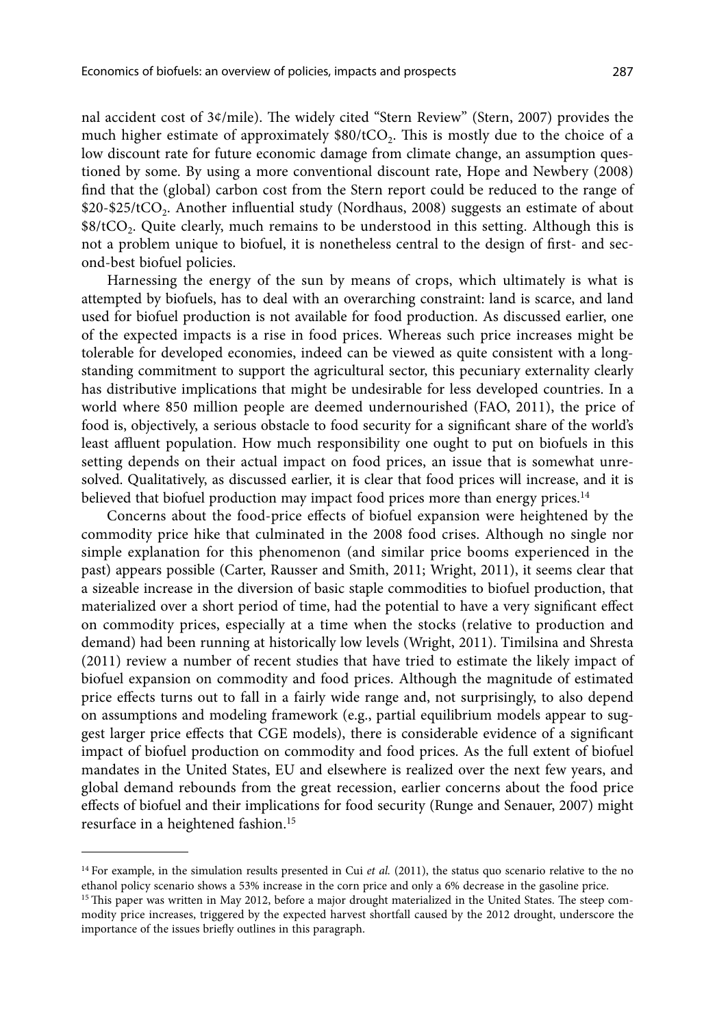nal accident cost of 3¢/mile). The widely cited "Stern Review" (Stern, 2007) provides the much higher estimate of approximately \$80/t$CO_2$. This is mostly due to the choice of a low discount rate for future economic damage from climate change, an assumption questioned by some. By using a more conventional discount rate, Hope and Newbery (2008) find that the (global) carbon cost from the Stern report could be reduced to the range of \$20-\$25/t$CO_2$. Another influential study (Nordhaus, 2008) suggests an estimate of about \$8/t$CO_2$. Quite clearly, much remains to be understood in this setting. Although this is not a problem unique to biofuel, it is nonetheless central to the design of first- and second-best biofuel policies.

Harnessing the energy of the sun by means of crops, which ultimately is what is attempted by biofuels, has to deal with an overarching constraint: land is scarce, and land used for biofuel production is not available for food production. As discussed earlier, one of the expected impacts is a rise in food prices. Whereas such price increases might be tolerable for developed economies, indeed can be viewed as quite consistent with a longstanding commitment to support the agricultural sector, this pecuniary externality clearly has distributive implications that might be undesirable for less developed countries. In a world where 850 million people are deemed undernourished (FAO, 2011), the price of food is, objectively, a serious obstacle to food security for a significant share of the world's least affluent population. How much responsibility one ought to put on biofuels in this setting depends on their actual impact on food prices, an issue that is somewhat unresolved. Qualitatively, as discussed earlier, it is clear that food prices will increase, and it is believed that biofuel production may impact food prices more than energy prices.[14]

Concerns about the food-price effects of biofuel expansion were heightened by the commodity price hike that culminated in the 2008 food crises. Although no single nor simple explanation for this phenomenon (and similar price booms experienced in the past) appears possible (Carter, Rausser and Smith, 2011; Wright, 2011), it seems clear that a sizeable increase in the diversion of basic staple commodities to biofuel production, that materialized over a short period of time, had the potential to have a very significant effect on commodity prices, especially at a time when the stocks (relative to production and demand) had been running at historically low levels (Wright, 2011). Timilsina and Shresta (2011) review a number of recent studies that have tried to estimate the likely impact of biofuel expansion on commodity and food prices. Although the magnitude of estimated price effects turns out to fall in a fairly wide range and, not surprisingly, to also depend on assumptions and modeling framework (e.g., partial equilibrium models appear to suggest larger price effects that CGE models), there is considerable evidence of a significant impact of biofuel production on commodity and food prices. As the full extent of biofuel mandates in the United States, EU and elsewhere is realized over the next few years, and global demand rebounds from the great recession, earlier concerns about the food price effects of biofuel and their implications for food security (Runge and Senauer, 2007) might resurface in a heightened fashion.[15]

---

[14] For example, in the simulation results presented in Cui *et al.* (2011), the status quo scenario relative to the no ethanol policy scenario shows a 53% increase in the corn price and only a 6% decrease in the gasoline price.

[15] This paper was written in May 2012, before a major drought materialized in the United States. The steep commodity price increases, triggered by the expected harvest shortfall caused by the 2012 drought, underscore the importance of the issues briefly outlines in this paragraph.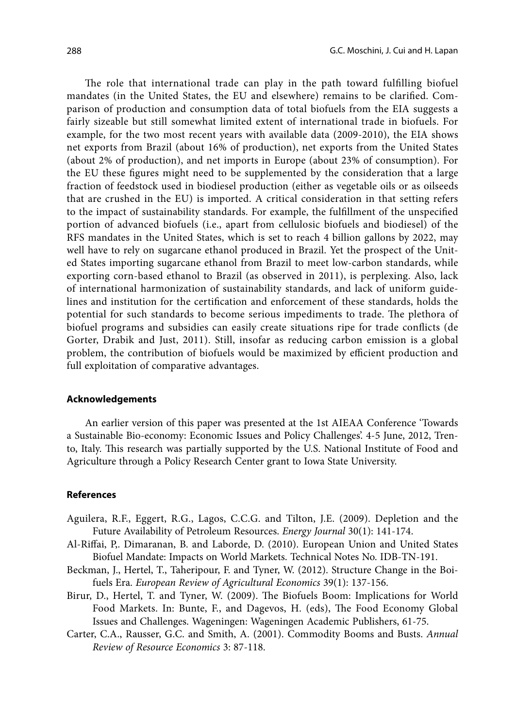The role that international trade can play in the path toward fulfilling biofuel mandates (in the United States, the EU and elsewhere) remains to be clarified. Comparison of production and consumption data of total biofuels from the EIA suggests a fairly sizeable but still somewhat limited extent of international trade in biofuels. For example, for the two most recent years with available data (2009-2010), the EIA shows net exports from Brazil (about 16% of production), net exports from the United States (about 2% of production), and net imports in Europe (about 23% of consumption). For the EU these figures might need to be supplemented by the consideration that a large fraction of feedstock used in biodiesel production (either as vegetable oils or as oilseeds that are crushed in the EU) is imported. A critical consideration in that setting refers to the impact of sustainability standards. For example, the fulfillment of the unspecified portion of advanced biofuels (i.e., apart from cellulosic biofuels and biodiesel) of the RFS mandates in the United States, which is set to reach 4 billion gallons by 2022, may well have to rely on sugarcane ethanol produced in Brazil. Yet the prospect of the United States importing sugarcane ethanol from Brazil to meet low-carbon standards, while exporting corn-based ethanol to Brazil (as observed in 2011), is perplexing. Also, lack of international harmonization of sustainability standards, and lack of uniform guidelines and institution for the certification and enforcement of these standards, holds the potential for such standards to become serious impediments to trade. The plethora of biofuel programs and subsidies can easily create situations ripe for trade conflicts (de Gorter, Drabik and Just, 2011). Still, insofar as reducing carbon emission is a global problem, the contribution of biofuels would be maximized by efficient production and full exploitation of comparative advantages.

## Acknowledgements

An earlier version of this paper was presented at the 1st AIEAA Conference 'Towards a Sustainable Bio-economy: Economic Issues and Policy Challenges'. 4-5 June, 2012, Trento, Italy. This research was partially supported by the U.S. National Institute of Food and Agriculture through a Policy Research Center grant to Iowa State University.

## References

Aguilera, R.F., Eggert, R.G., Lagos, C.C.G. and Tilton, J.E. (2009). Depletion and the Future Availability of Petroleum Resources. *Energy Journal* 30(1): 141-174.

Al-Riffai, P,. Dimaranan, B. and Laborde, D. (2010). European Union and United States Biofuel Mandate: Impacts on World Markets. Technical Notes No. IDB-TN-191.

Beckman, J., Hertel, T., Taheripour, F. and Tyner, W. (2012). Structure Change in the Boifuels Era. *European Review of Agricultural Economics* 39(1): 137-156.

Birur, D., Hertel, T. and Tyner, W. (2009). The Biofuels Boom: Implications for World Food Markets. In: Bunte, F., and Dagevos, H. (eds), The Food Economy Global Issues and Challenges. Wageningen: Wageningen Academic Publishers, 61-75.

Carter, C.A., Rausser, G.C. and Smith, A. (2001). Commodity Booms and Busts. *Annual Review of Resource Economics* 3: 87-118.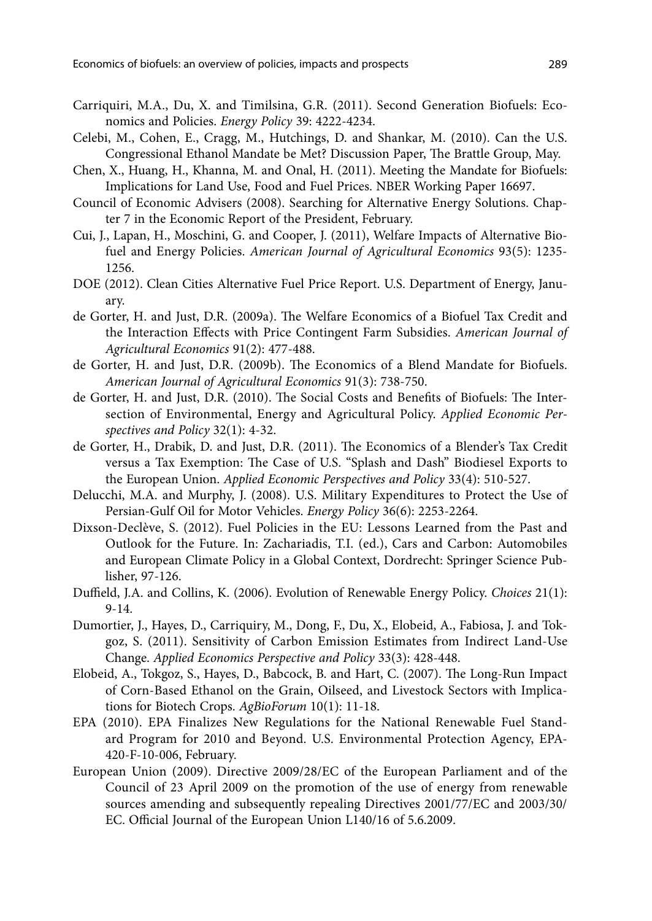Carriquiri, M.A., Du, X. and Timilsina, G.R. (2011). Second Generation Biofuels: Economics and Policies. *Energy Policy* 39: 4222-4234.

Celebi, M., Cohen, E., Cragg, M., Hutchings, D. and Shankar, M. (2010). Can the U.S. Congressional Ethanol Mandate be Met? Discussion Paper, The Brattle Group, May.

Chen, X., Huang, H., Khanna, M. and Onal, H. (2011). Meeting the Mandate for Biofuels: Implications for Land Use, Food and Fuel Prices. NBER Working Paper 16697.

Council of Economic Advisers (2008). Searching for Alternative Energy Solutions. Chapter 7 in the Economic Report of the President, February.

Cui, J., Lapan, H., Moschini, G. and Cooper, J. (2011), Welfare Impacts of Alternative Biofuel and Energy Policies. *American Journal of Agricultural Economics* 93(5): 1235-1256.

DOE (2012). Clean Cities Alternative Fuel Price Report. U.S. Department of Energy, January.

de Gorter, H. and Just, D.R. (2009a). The Welfare Economics of a Biofuel Tax Credit and the Interaction Effects with Price Contingent Farm Subsidies. *American Journal of Agricultural Economics* 91(2): 477-488.

de Gorter, H. and Just, D.R. (2009b). The Economics of a Blend Mandate for Biofuels. *American Journal of Agricultural Economics* 91(3): 738-750.

de Gorter, H. and Just, D.R. (2010). The Social Costs and Benefits of Biofuels: The Intersection of Environmental, Energy and Agricultural Policy. *Applied Economic Perspectives and Policy* 32(1): 4-32.

de Gorter, H., Drabik, D. and Just, D.R. (2011). The Economics of a Blender's Tax Credit versus a Tax Exemption: The Case of U.S. "Splash and Dash" Biodiesel Exports to the European Union. *Applied Economic Perspectives and Policy* 33(4): 510-527.

Delucchi, M.A. and Murphy, J. (2008). U.S. Military Expenditures to Protect the Use of Persian-Gulf Oil for Motor Vehicles. *Energy Policy* 36(6): 2253-2264.

Dixson-Declève, S. (2012). Fuel Policies in the EU: Lessons Learned from the Past and Outlook for the Future. In: Zachariadis, T.I. (ed.), Cars and Carbon: Automobiles and European Climate Policy in a Global Context, Dordrecht: Springer Science Publisher, 97-126.

Duffield, J.A. and Collins, K. (2006). Evolution of Renewable Energy Policy. *Choices* 21(1): 9-14.

Dumortier, J., Hayes, D., Carriquiry, M., Dong, F., Du, X., Elobeid, A., Fabiosa, J. and Tokgoz, S. (2011). Sensitivity of Carbon Emission Estimates from Indirect Land-Use Change. *Applied Economics Perspective and Policy* 33(3): 428-448.

Elobeid, A., Tokgoz, S., Hayes, D., Babcock, B. and Hart, C. (2007). The Long-Run Impact of Corn-Based Ethanol on the Grain, Oilseed, and Livestock Sectors with Implications for Biotech Crops. *AgBioForum* 10(1): 11-18.

EPA (2010). EPA Finalizes New Regulations for the National Renewable Fuel Standard Program for 2010 and Beyond. U.S. Environmental Protection Agency, EPA-420-F-10-006, February.

European Union (2009). Directive 2009/28/EC of the European Parliament and of the Council of 23 April 2009 on the promotion of the use of energy from renewable sources amending and subsequently repealing Directives 2001/77/EC and 2003/30/EC. Official Journal of the European Union L140/16 of 5.6.2009.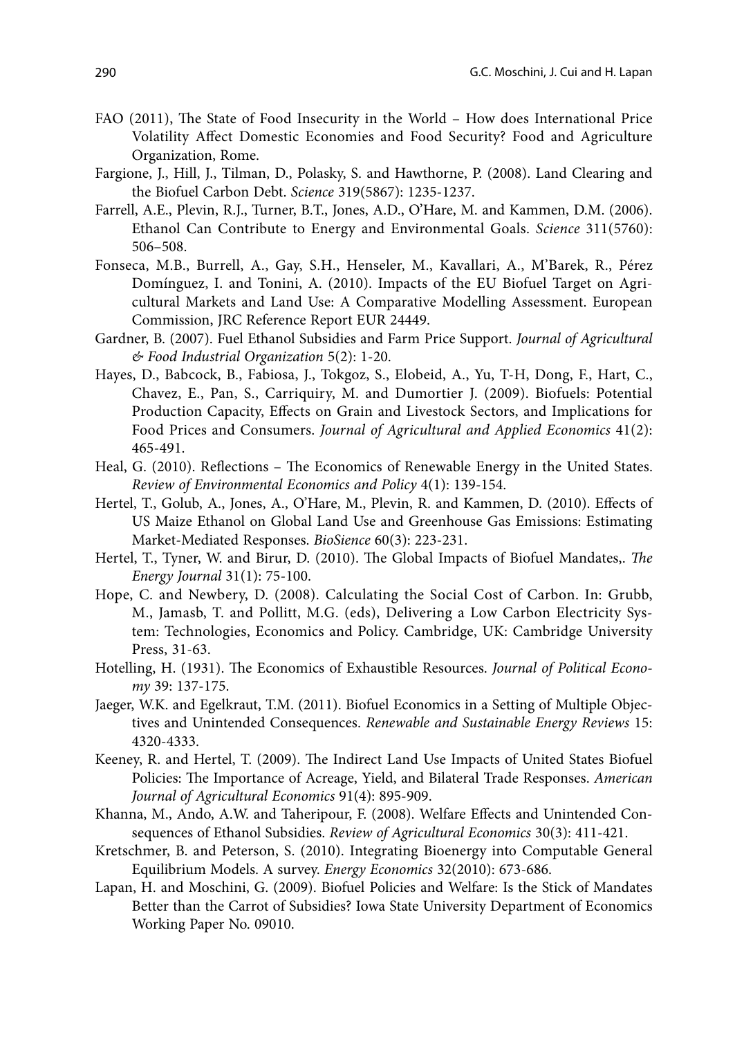FAO (2011), The State of Food Insecurity in the World – How does International Price Volatility Affect Domestic Economies and Food Security? Food and Agriculture Organization, Rome.

Fargione, J., Hill, J., Tilman, D., Polasky, S. and Hawthorne, P. (2008). Land Clearing and the Biofuel Carbon Debt. *Science* 319(5867): 1235-1237.

Farrell, A.E., Plevin, R.J., Turner, B.T., Jones, A.D., O'Hare, M. and Kammen, D.M. (2006). Ethanol Can Contribute to Energy and Environmental Goals. *Science* 311(5760): 506–508.

Fonseca, M.B., Burrell, A., Gay, S.H., Henseler, M., Kavallari, A., M'Barek, R., Pérez Domínguez, I. and Tonini, A. (2010). Impacts of the EU Biofuel Target on Agricultural Markets and Land Use: A Comparative Modelling Assessment. European Commission, JRC Reference Report EUR 24449.

Gardner, B. (2007). Fuel Ethanol Subsidies and Farm Price Support. *Journal of Agricultural & Food Industrial Organization* 5(2): 1-20.

Hayes, D., Babcock, B., Fabiosa, J., Tokgoz, S., Elobeid, A., Yu, T-H, Dong, F., Hart, C., Chavez, E., Pan, S., Carriquiry, M. and Dumortier J. (2009). Biofuels: Potential Production Capacity, Effects on Grain and Livestock Sectors, and Implications for Food Prices and Consumers. *Journal of Agricultural and Applied Economics* 41(2): 465-491.

Heal, G. (2010). Reflections – The Economics of Renewable Energy in the United States. *Review of Environmental Economics and Policy* 4(1): 139-154.

Hertel, T., Golub, A., Jones, A., O'Hare, M., Plevin, R. and Kammen, D. (2010). Effects of US Maize Ethanol on Global Land Use and Greenhouse Gas Emissions: Estimating Market-Mediated Responses. *BioSience* 60(3): 223-231.

Hertel, T., Tyner, W. and Birur, D. (2010). The Global Impacts of Biofuel Mandates,. *The Energy Journal* 31(1): 75-100.

Hope, C. and Newbery, D. (2008). Calculating the Social Cost of Carbon. In: Grubb, M., Jamasb, T. and Pollitt, M.G. (eds), Delivering a Low Carbon Electricity System: Technologies, Economics and Policy. Cambridge, UK: Cambridge University Press, 31-63.

Hotelling, H. (1931). The Economics of Exhaustible Resources. *Journal of Political Economy* 39: 137-175.

Jaeger, W.K. and Egelkraut, T.M. (2011). Biofuel Economics in a Setting of Multiple Objectives and Unintended Consequences. *Renewable and Sustainable Energy Reviews* 15: 4320-4333.

Keeney, R. and Hertel, T. (2009). The Indirect Land Use Impacts of United States Biofuel Policies: The Importance of Acreage, Yield, and Bilateral Trade Responses. *American Journal of Agricultural Economics* 91(4): 895-909.

Khanna, M., Ando, A.W. and Taheripour, F. (2008). Welfare Effects and Unintended Consequences of Ethanol Subsidies. *Review of Agricultural Economics* 30(3): 411-421.

Kretschmer, B. and Peterson, S. (2010). Integrating Bioenergy into Computable General Equilibrium Models. A survey. *Energy Economics* 32(2010): 673-686.

Lapan, H. and Moschini, G. (2009). Biofuel Policies and Welfare: Is the Stick of Mandates Better than the Carrot of Subsidies? Iowa State University Department of Economics Working Paper No. 09010.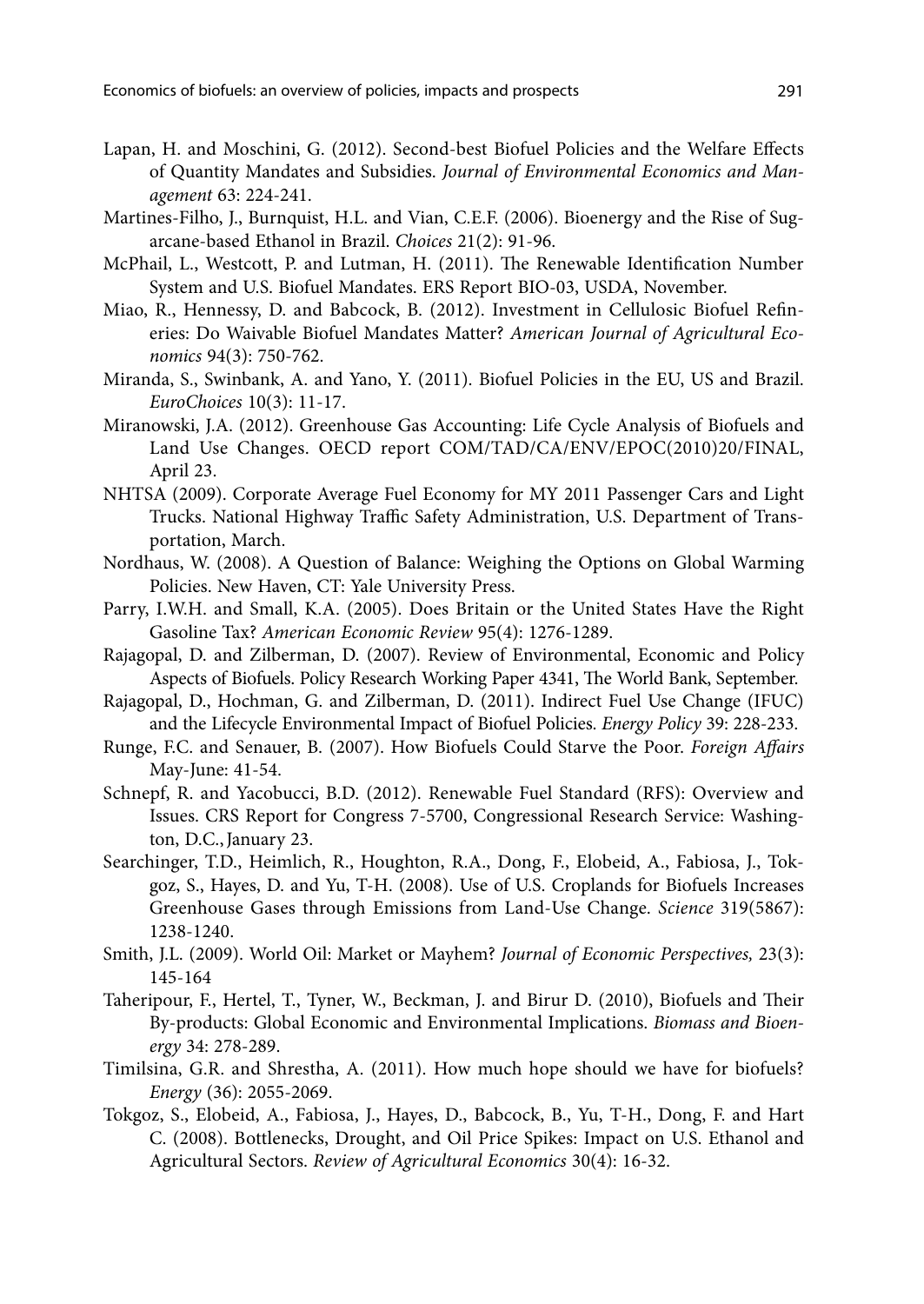Lapan, H. and Moschini, G. (2012). Second-best Biofuel Policies and the Welfare Effects of Quantity Mandates and Subsidies. *Journal of Environmental Economics and Management* 63: 224-241.

Martines-Filho, J., Burnquist, H.L. and Vian, C.E.F. (2006). Bioenergy and the Rise of Sugarcane-based Ethanol in Brazil. *Choices* 21(2): 91-96.

McPhail, L., Westcott, P. and Lutman, H. (2011). The Renewable Identification Number System and U.S. Biofuel Mandates. ERS Report BIO-03, USDA, November.

Miao, R., Hennessy, D. and Babcock, B. (2012). Investment in Cellulosic Biofuel Refineries: Do Waivable Biofuel Mandates Matter? *American Journal of Agricultural Economics* 94(3): 750-762.

Miranda, S., Swinbank, A. and Yano, Y. (2011). Biofuel Policies in the EU, US and Brazil. *EuroChoices* 10(3): 11-17.

Miranowski, J.A. (2012). Greenhouse Gas Accounting: Life Cycle Analysis of Biofuels and Land Use Changes. OECD report COM/TAD/CA/ENV/EPOC(2010)20/FINAL, April 23.

NHTSA (2009). Corporate Average Fuel Economy for MY 2011 Passenger Cars and Light Trucks. National Highway Traffic Safety Administration, U.S. Department of Transportation, March.

Nordhaus, W. (2008). A Question of Balance: Weighing the Options on Global Warming Policies. New Haven, CT: Yale University Press.

Parry, I.W.H. and Small, K.A. (2005). Does Britain or the United States Have the Right Gasoline Tax? *American Economic Review* 95(4): 1276-1289.

Rajagopal, D. and Zilberman, D. (2007). Review of Environmental, Economic and Policy Aspects of Biofuels. Policy Research Working Paper 4341, The World Bank, September.

Rajagopal, D., Hochman, G. and Zilberman, D. (2011). Indirect Fuel Use Change (IFUC) and the Lifecycle Environmental Impact of Biofuel Policies. *Energy Policy* 39: 228-233.

Runge, F.C. and Senauer, B. (2007). How Biofuels Could Starve the Poor. *Foreign Affairs* May-June: 41-54.

Schnepf, R. and Yacobucci, B.D. (2012). Renewable Fuel Standard (RFS): Overview and Issues. CRS Report for Congress 7-5700, Congressional Research Service: Washington, D.C., January 23.

Searchinger, T.D., Heimlich, R., Houghton, R.A., Dong, F., Elobeid, A., Fabiosa, J., Tokgoz, S., Hayes, D. and Yu, T-H. (2008). Use of U.S. Croplands for Biofuels Increases Greenhouse Gases through Emissions from Land-Use Change. *Science* 319(5867): 1238-1240.

Smith, J.L. (2009). World Oil: Market or Mayhem? *Journal of Economic Perspectives,* 23(3): 145-164

Taheripour, F., Hertel, T., Tyner, W., Beckman, J. and Birur D. (2010), Biofuels and Their By-products: Global Economic and Environmental Implications. *Biomass and Bioenergy* 34: 278-289.

Timilsina, G.R. and Shrestha, A. (2011). How much hope should we have for biofuels? *Energy* (36): 2055-2069.

Tokgoz, S., Elobeid, A., Fabiosa, J., Hayes, D., Babcock, B., Yu, T-H., Dong, F. and Hart C. (2008). Bottlenecks, Drought, and Oil Price Spikes: Impact on U.S. Ethanol and Agricultural Sectors. *Review of Agricultural Economics* 30(4): 16-32.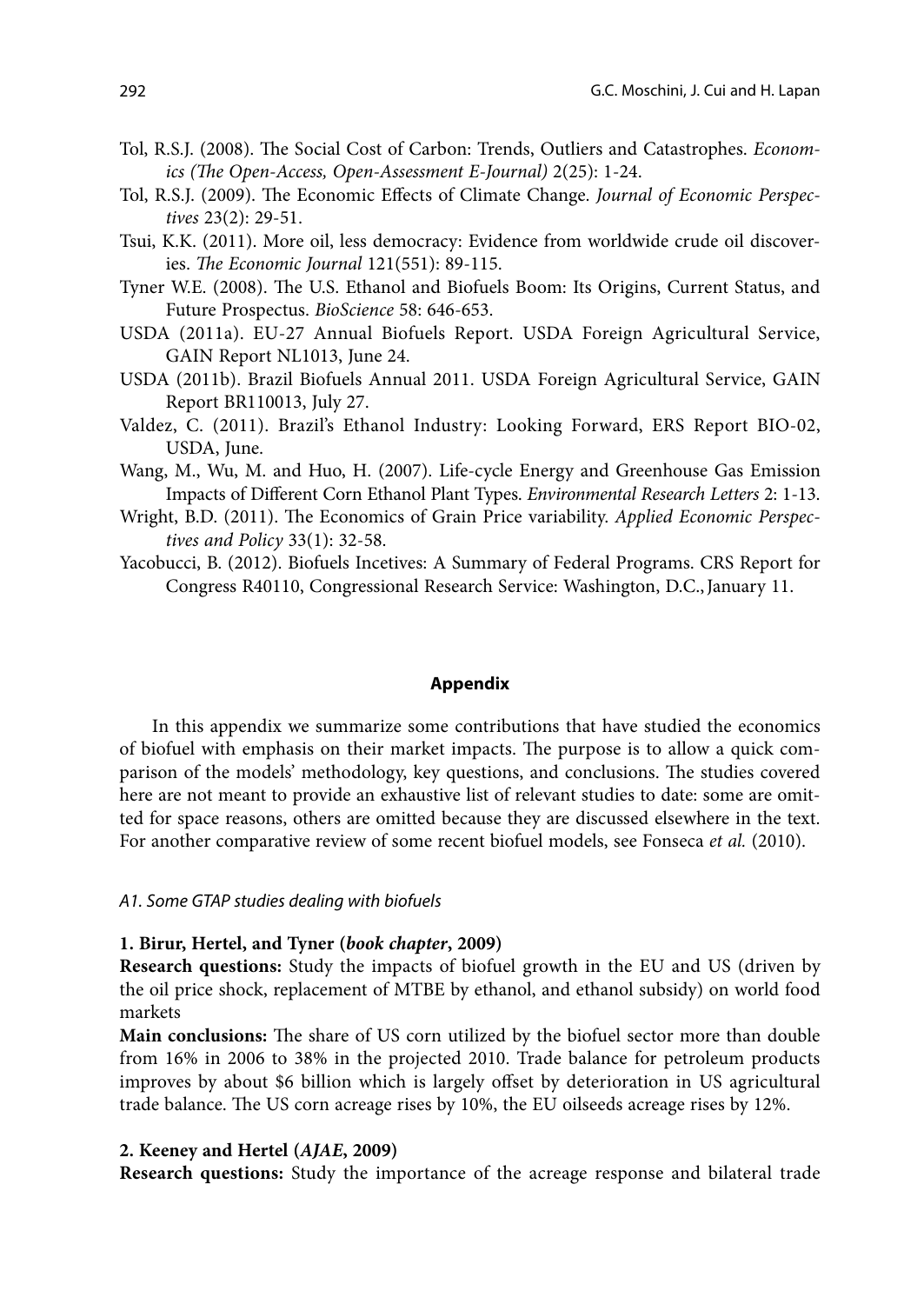Tol, R.S.J. (2008). The Social Cost of Carbon: Trends, Outliers and Catastrophes. *Economics (The Open-Access, Open-Assessment E-Journal)* 2(25): 1-24.

Tol, R.S.J. (2009). The Economic Effects of Climate Change. *Journal of Economic Perspectives* 23(2): 29-51.

Tsui, K.K. (2011). More oil, less democracy: Evidence from worldwide crude oil discoveries. *The Economic Journal* 121(551): 89-115.

Tyner W.E. (2008). The U.S. Ethanol and Biofuels Boom: Its Origins, Current Status, and Future Prospectus. *BioScience* 58: 646-653.

USDA (2011a). EU-27 Annual Biofuels Report. USDA Foreign Agricultural Service, GAIN Report NL1013, June 24.

USDA (2011b). Brazil Biofuels Annual 2011. USDA Foreign Agricultural Service, GAIN Report BR110013, July 27.

Valdez, C. (2011). Brazil's Ethanol Industry: Looking Forward, ERS Report BIO-02, USDA, June.

Wang, M., Wu, M. and Huo, H. (2007). Life-cycle Energy and Greenhouse Gas Emission Impacts of Different Corn Ethanol Plant Types. *Environmental Research Letters* 2: 1-13.

Wright, B.D. (2011). The Economics of Grain Price variability. *Applied Economic Perspectives and Policy* 33(1): 32-58.

Yacobucci, B. (2012). Biofuels Incetives: A Summary of Federal Programs. CRS Report for Congress R40110, Congressional Research Service: Washington, D.C., January 11.

## Appendix

In this appendix we summarize some contributions that have studied the economics of biofuel with emphasis on their market impacts. The purpose is to allow a quick comparison of the models' methodology, key questions, and conclusions. The studies covered here are not meant to provide an exhaustive list of relevant studies to date: some are omitted for space reasons, others are omitted because they are discussed elsewhere in the text. For another comparative review of some recent biofuel models, see Fonseca *et al.* (2010).

### *A1. Some GTAP studies dealing with biofuels*

**1. Birur, Hertel, and Tyner (*book chapter*, 2009)**

**Research questions:** Study the impacts of biofuel growth in the EU and US (driven by the oil price shock, replacement of MTBE by ethanol, and ethanol subsidy) on world food markets

**Main conclusions:** The share of US corn utilized by the biofuel sector more than double from 16% in 2006 to 38% in the projected 2010. Trade balance for petroleum products improves by about \$6 billion which is largely offset by deterioration in US agricultural trade balance. The US corn acreage rises by 10%, the EU oilseeds acreage rises by 12%.

**2. Keeney and Hertel (*AJAE*, 2009)**

**Research questions:** Study the importance of the acreage response and bilateral trade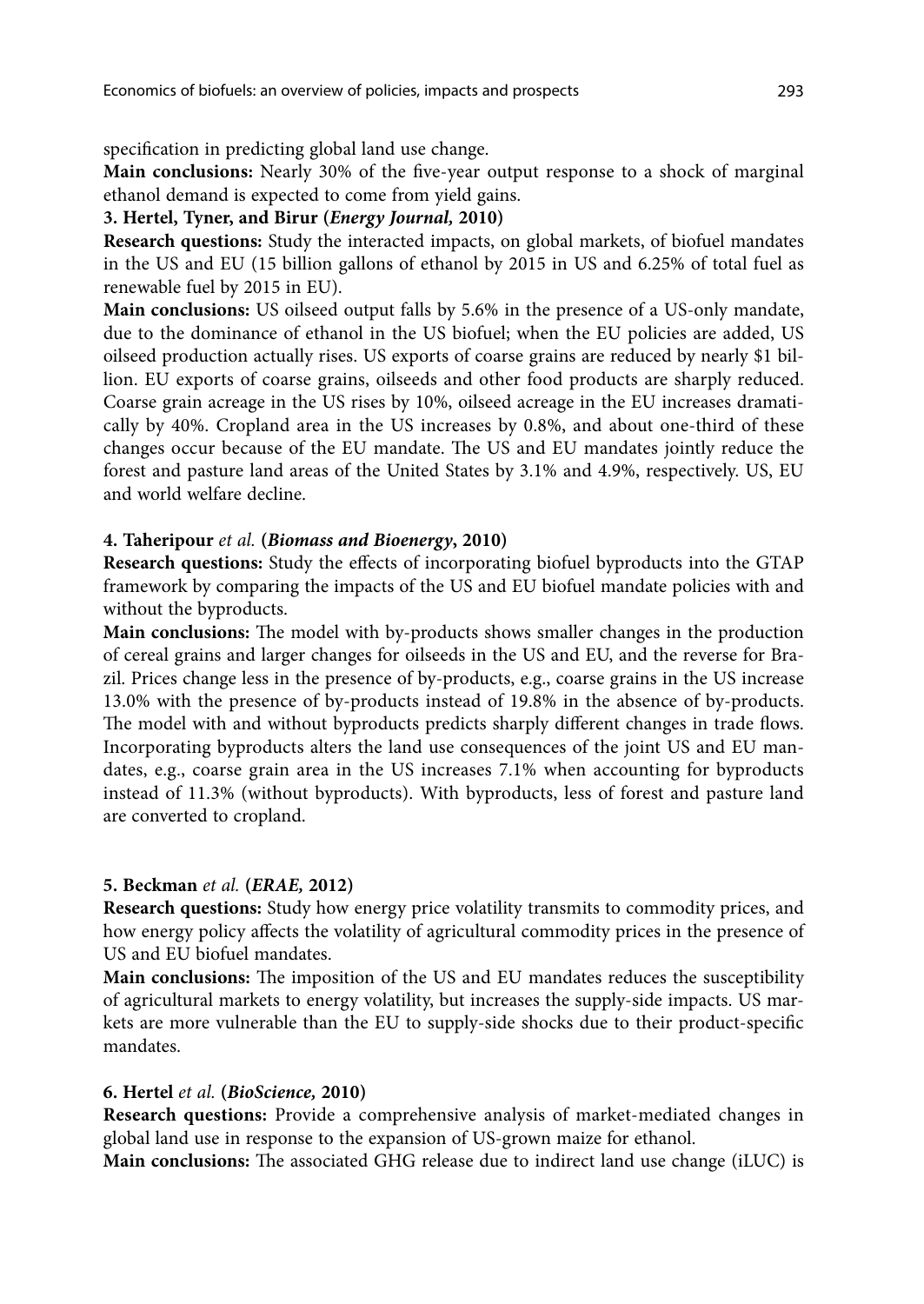specification in predicting global land use change.

**Main conclusions:** Nearly 30% of the five-year output response to a shock of marginal ethanol demand is expected to come from yield gains.

**3. Hertel, Tyner, and Birur (*Energy Journal,* 2010)**

**Research questions:** Study the interacted impacts, on global markets, of biofuel mandates in the US and EU (15 billion gallons of ethanol by 2015 in US and 6.25% of total fuel as renewable fuel by 2015 in EU).

**Main conclusions:** US oilseed output falls by 5.6% in the presence of a US-only mandate, due to the dominance of ethanol in the US biofuel; when the EU policies are added, US oilseed production actually rises. US exports of coarse grains are reduced by nearly $1 billion. EU exports of coarse grains, oilseeds and other food products are sharply reduced. Coarse grain acreage in the US rises by 10%, oilseed acreage in the EU increases dramatically by 40%. Cropland area in the US increases by 0.8%, and about one-third of these changes occur because of the EU mandate. The US and EU mandates jointly reduce the forest and pasture land areas of the United States by 3.1% and 4.9%, respectively. US, EU and world welfare decline.

**4. Taheripour *et al.* (*Biomass and Bioenergy*, 2010)**

**Research questions:** Study the effects of incorporating biofuel byproducts into the GTAP framework by comparing the impacts of the US and EU biofuel mandate policies with and without the byproducts.

**Main conclusions:** The model with by-products shows smaller changes in the production of cereal grains and larger changes for oilseeds in the US and EU, and the reverse for Brazil. Prices change less in the presence of by-products, e.g., coarse grains in the US increase 13.0% with the presence of by-products instead of 19.8% in the absence of by-products. The model with and without byproducts predicts sharply different changes in trade flows. Incorporating byproducts alters the land use consequences of the joint US and EU mandates, e.g., coarse grain area in the US increases 7.1% when accounting for byproducts instead of 11.3% (without byproducts). With byproducts, less of forest and pasture land are converted to cropland.

**5. Beckman *et al.* (*ERAE,* 2012)**

**Research questions:** Study how energy price volatility transmits to commodity prices, and how energy policy affects the volatility of agricultural commodity prices in the presence of US and EU biofuel mandates.

**Main conclusions:** The imposition of the US and EU mandates reduces the susceptibility of agricultural markets to energy volatility, but increases the supply-side impacts. US markets are more vulnerable than the EU to supply-side shocks due to their product-specific mandates.

**6. Hertel *et al.* (*BioScience,* 2010)**

**Research questions:** Provide a comprehensive analysis of market-mediated changes in global land use in response to the expansion of US-grown maize for ethanol.

**Main conclusions:** The associated GHG release due to indirect land use change (iLUC) is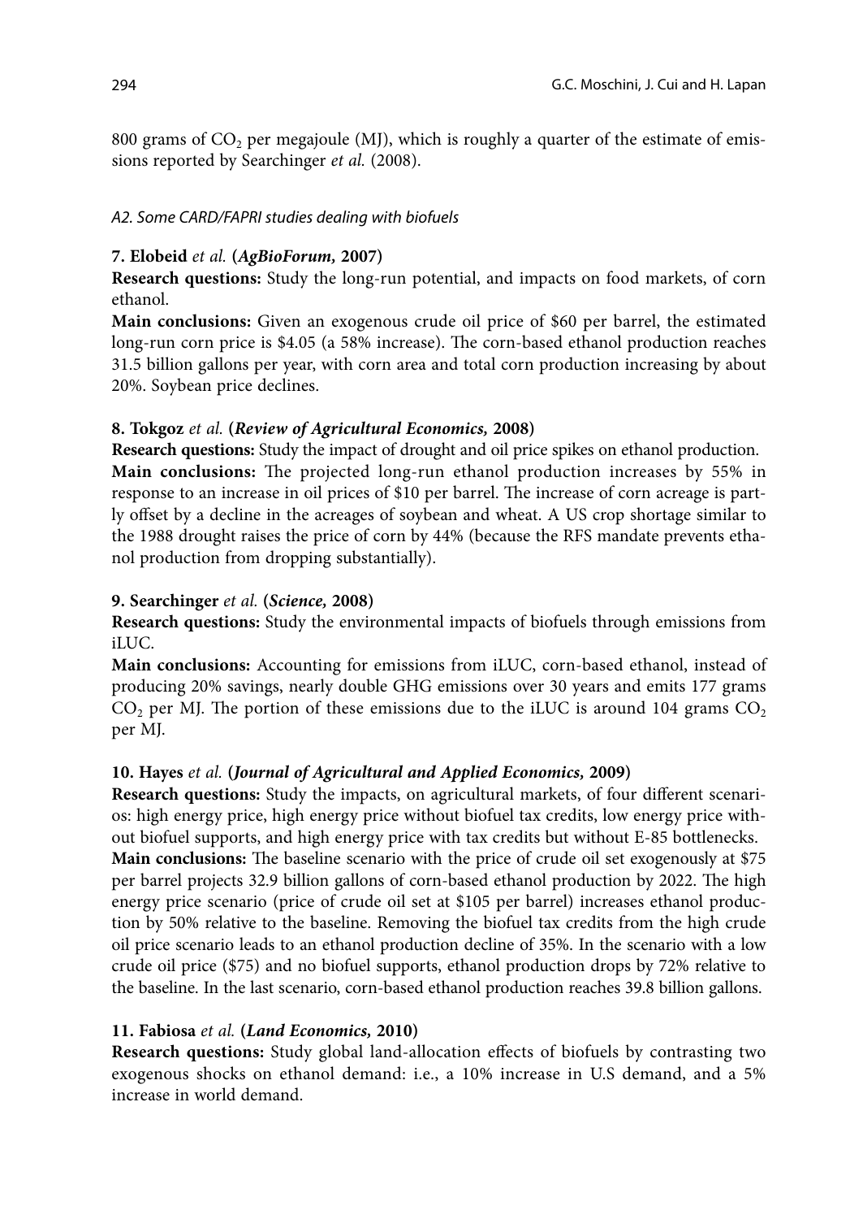800 grams of $CO_2$ per megajoule (MJ), which is roughly a quarter of the estimate of emissions reported by Searchinger *et al.* (2008).

### *A2. Some CARD/FAPRI studies dealing with biofuels*

**7. Elobeid** *et al.* **(*AgBioForum,* 2007)**

**Research questions:** Study the long-run potential, and impacts on food markets, of corn ethanol.

**Main conclusions:** Given an exogenous crude oil price of $60 per barrel, the estimated long-run corn price is $4.05 (a 58% increase). The corn-based ethanol production reaches 31.5 billion gallons per year, with corn area and total corn production increasing by about 20%. Soybean price declines.

**8. Tokgoz** *et al.* **(*Review of Agricultural Economics,* 2008)**

**Research questions:** Study the impact of drought and oil price spikes on ethanol production.

**Main conclusions:** The projected long-run ethanol production increases by 55% in response to an increase in oil prices of $10 per barrel. The increase of corn acreage is partly offset by a decline in the acreages of soybean and wheat. A US crop shortage similar to the 1988 drought raises the price of corn by 44% (because the RFS mandate prevents ethanol production from dropping substantially).

**9. Searchinger** *et al.* **(*Science,* 2008)**

**Research questions:** Study the environmental impacts of biofuels through emissions from iLUC.

**Main conclusions:** Accounting for emissions from iLUC, corn-based ethanol, instead of producing 20% savings, nearly double GHG emissions over 30 years and emits 177 grams $CO_2$ per MJ. The portion of these emissions due to the iLUC is around 104 grams $CO_2$ per MJ.

**10. Hayes** *et al.* **(*Journal of Agricultural and Applied Economics,* 2009)**

**Research questions:** Study the impacts, on agricultural markets, of four different scenarios: high energy price, high energy price without biofuel tax credits, low energy price without biofuel supports, and high energy price with tax credits but without E-85 bottlenecks.

**Main conclusions:** The baseline scenario with the price of crude oil set exogenously at $75 per barrel projects 32.9 billion gallons of corn-based ethanol production by 2022. The high energy price scenario (price of crude oil set at $105 per barrel) increases ethanol production by 50% relative to the baseline. Removing the biofuel tax credits from the high crude oil price scenario leads to an ethanol production decline of 35%. In the scenario with a low crude oil price ($75) and no biofuel supports, ethanol production drops by 72% relative to the baseline. In the last scenario, corn-based ethanol production reaches 39.8 billion gallons.

**11. Fabiosa** *et al.* **(*Land Economics,* 2010)**

**Research questions:** Study global land-allocation effects of biofuels by contrasting two exogenous shocks on ethanol demand: i.e., a 10% increase in U.S demand, and a 5% increase in world demand.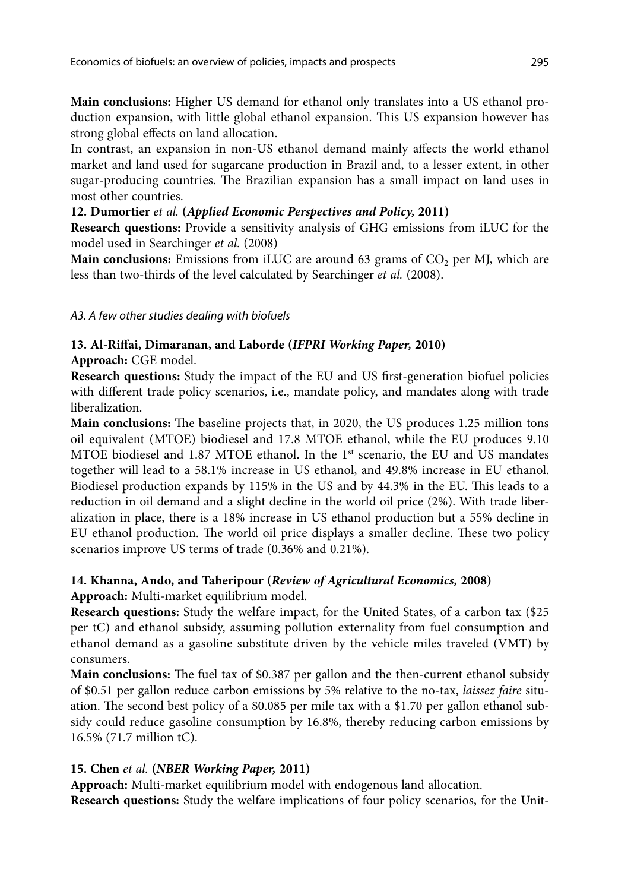**Main conclusions:** Higher US demand for ethanol only translates into a US ethanol production expansion, with little global ethanol expansion. This US expansion however has strong global effects on land allocation.

In contrast, an expansion in non-US ethanol demand mainly affects the world ethanol market and land used for sugarcane production in Brazil and, to a lesser extent, in other sugar-producing countries. The Brazilian expansion has a small impact on land uses in most other countries.

**12. Dumortier** *et al.* **(*Applied Economic Perspectives and Policy,* 2011)**

**Research questions:** Provide a sensitivity analysis of GHG emissions from iLUC for the model used in Searchinger *et al.* (2008)

**Main conclusions:** Emissions from iLUC are around 63 grams of $CO_2$ per MJ, which are less than two-thirds of the level calculated by Searchinger *et al.* (2008).

*A3. A few other studies dealing with biofuels*

**13. Al-Riffai, Dimaranan, and Laborde (*IFPRI Working Paper,* 2010)**

**Approach:** CGE model.

**Research questions:** Study the impact of the EU and US first-generation biofuel policies with different trade policy scenarios, i.e., mandate policy, and mandates along with trade liberalization.

**Main conclusions:** The baseline projects that, in 2020, the US produces 1.25 million tons oil equivalent (MTOE) biodiesel and 17.8 MTOE ethanol, while the EU produces 9.10 MTOE biodiesel and 1.87 MTOE ethanol. In the 1st scenario, the EU and US mandates together will lead to a 58.1% increase in US ethanol, and 49.8% increase in EU ethanol. Biodiesel production expands by 115% in the US and by 44.3% in the EU. This leads to a reduction in oil demand and a slight decline in the world oil price (2%). With trade liberalization in place, there is a 18% increase in US ethanol production but a 55% decline in EU ethanol production. The world oil price displays a smaller decline. These two policy scenarios improve US terms of trade (0.36% and 0.21%).

**14. Khanna, Ando, and Taheripour (*Review of Agricultural Economics,* 2008)**

**Approach:** Multi-market equilibrium model.

**Research questions:** Study the welfare impact, for the United States, of a carbon tax ($25 per tC) and ethanol subsidy, assuming pollution externality from fuel consumption and ethanol demand as a gasoline substitute driven by the vehicle miles traveled (VMT) by consumers.

**Main conclusions:** The fuel tax of $0.387 per gallon and the then-current ethanol subsidy of $0.51 per gallon reduce carbon emissions by 5% relative to the no-tax, *laissez faire* situation. The second best policy of a $0.085 per mile tax with a $1.70 per gallon ethanol subsidy could reduce gasoline consumption by 16.8%, thereby reducing carbon emissions by 16.5% (71.7 million tC).

**15. Chen** *et al.* **(*NBER Working Paper,* 2011)**

**Approach:** Multi-market equilibrium model with endogenous land allocation.

**Research questions:** Study the welfare implications of four policy scenarios, for the Unit-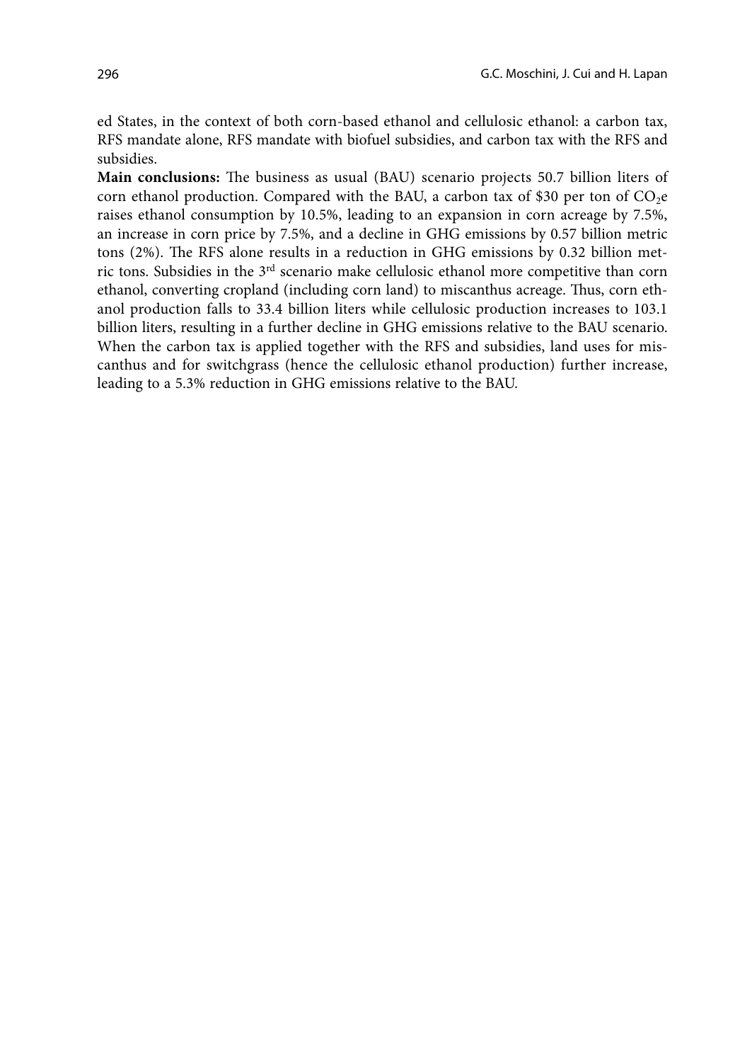ed States, in the context of both corn-based ethanol and cellulosic ethanol: a carbon tax, RFS mandate alone, RFS mandate with biofuel subsidies, and carbon tax with the RFS and subsidies.

**Main conclusions:** The business as usual (BAU) scenario projects 50.7 billion liters of corn ethanol production. Compared with the BAU, a carbon tax of \$30 per ton of $CO_2e$ raises ethanol consumption by 10.5%, leading to an expansion in corn acreage by 7.5%, an increase in corn price by 7.5%, and a decline in GHG emissions by 0.57 billion metric tons (2%). The RFS alone results in a reduction in GHG emissions by 0.32 billion metric tons. Subsidies in the 3rd scenario make cellulosic ethanol more competitive than corn ethanol, converting cropland (including corn land) to miscanthus acreage. Thus, corn ethanol production falls to 33.4 billion liters while cellulosic production increases to 103.1 billion liters, resulting in a further decline in GHG emissions relative to the BAU scenario. When the carbon tax is applied together with the RFS and subsidies, land uses for miscanthus and for switchgrass (hence the cellulosic ethanol production) further increase, leading to a 5.3% reduction in GHG emissions relative to the BAU.